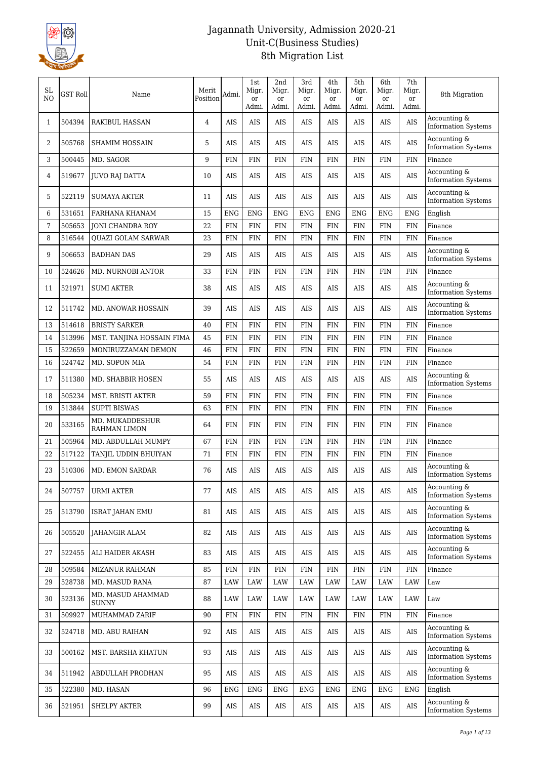# Jagannath University, Admission 2020-21
## Unit-C(Business Studies)
## 8th Migration List

| SL NO | GST Roll | Name | Merit Position | Admi. | 1st Migr. or Admi. | 2nd Migr. or Admi. | 3rd Migr. or Admi. | 4th Migr. or Admi. | 5th Migr. or Admi. | 6th Migr. or Admi. | 7th Migr. or Admi. | 8th Migration |
|---|---|---|---|---|---|---|---|---|---|---|---|---|
| 1 | 504394 | RAKIBUL HASSAN | 4 | AIS | AIS | AIS | AIS | AIS | AIS | AIS | AIS | Accounting & Information Systems |
| 2 | 505768 | SHAMIM HOSSAIN | 5 | AIS | AIS | AIS | AIS | AIS | AIS | AIS | AIS | Accounting & Information Systems |
| 3 | 500445 | MD. SAGOR | 9 | FIN | FIN | FIN | FIN | FIN | FIN | FIN | FIN | Finance |
| 4 | 519677 | JUVO RAJ DATTA | 10 | AIS | AIS | AIS | AIS | AIS | AIS | AIS | AIS | Accounting & Information Systems |
| 5 | 522119 | SUMAYA AKTER | 11 | AIS | AIS | AIS | AIS | AIS | AIS | AIS | AIS | Accounting & Information Systems |
| 6 | 531651 | FARHANA KHANAM | 15 | ENG | ENG | ENG | ENG | ENG | ENG | ENG | ENG | English |
| 7 | 505653 | JONI CHANDRA ROY | 22 | FIN | FIN | FIN | FIN | FIN | FIN | FIN | FIN | Finance |
| 8 | 516544 | QUAZI GOLAM SARWAR | 23 | FIN | FIN | FIN | FIN | FIN | FIN | FIN | FIN | Finance |
| 9 | 506653 | BADHAN DAS | 29 | AIS | AIS | AIS | AIS | AIS | AIS | AIS | AIS | Accounting & Information Systems |
| 10 | 524626 | MD. NURNOBI ANTOR | 33 | FIN | FIN | FIN | FIN | FIN | FIN | FIN | FIN | Finance |
| 11 | 521971 | SUMI AKTER | 38 | AIS | AIS | AIS | AIS | AIS | AIS | AIS | AIS | Accounting & Information Systems |
| 12 | 511742 | MD. ANOWAR HOSSAIN | 39 | AIS | AIS | AIS | AIS | AIS | AIS | AIS | AIS | Accounting & Information Systems |
| 13 | 514618 | BRISTY SARKER | 40 | FIN | FIN | FIN | FIN | FIN | FIN | FIN | FIN | Finance |
| 14 | 513996 | MST. TANJINA HOSSAIN FIMA | 45 | FIN | FIN | FIN | FIN | FIN | FIN | FIN | FIN | Finance |
| 15 | 522659 | MONIRUZZAMAN DEMON | 46 | FIN | FIN | FIN | FIN | FIN | FIN | FIN | FIN | Finance |
| 16 | 524742 | MD. SOPON MIA | 54 | FIN | FIN | FIN | FIN | FIN | FIN | FIN | FIN | Finance |
| 17 | 511380 | MD. SHABBIR HOSEN | 55 | AIS | AIS | AIS | AIS | AIS | AIS | AIS | AIS | Accounting & Information Systems |
| 18 | 505234 | MST. BRISTI AKTER | 59 | FIN | FIN | FIN | FIN | FIN | FIN | FIN | FIN | Finance |
| 19 | 513844 | SUPTI BISWAS | 63 | FIN | FIN | FIN | FIN | FIN | FIN | FIN | FIN | Finance |
| 20 | 533165 | MD. MUKADDESHUR RAHMAN LIMON | 64 | FIN | FIN | FIN | FIN | FIN | FIN | FIN | FIN | Finance |
| 21 | 505964 | MD. ABDULLAH MUMPY | 67 | FIN | FIN | FIN | FIN | FIN | FIN | FIN | FIN | Finance |
| 22 | 517122 | TANJIL UDDIN BHUIYAN | 71 | FIN | FIN | FIN | FIN | FIN | FIN | FIN | FIN | Finance |
| 23 | 510306 | MD. EMON SARDAR | 76 | AIS | AIS | AIS | AIS | AIS | AIS | AIS | AIS | Accounting & Information Systems |
| 24 | 507757 | URMI AKTER | 77 | AIS | AIS | AIS | AIS | AIS | AIS | AIS | AIS | Accounting & Information Systems |
| 25 | 513790 | ISRAT JAHAN EMU | 81 | AIS | AIS | AIS | AIS | AIS | AIS | AIS | AIS | Accounting & Information Systems |
| 26 | 505520 | JAHANGIR ALAM | 82 | AIS | AIS | AIS | AIS | AIS | AIS | AIS | AIS | Accounting & Information Systems |
| 27 | 522455 | ALI HAIDER AKASH | 83 | AIS | AIS | AIS | AIS | AIS | AIS | AIS | AIS | Accounting & Information Systems |
| 28 | 509584 | MIZANUR RAHMAN | 85 | FIN | FIN | FIN | FIN | FIN | FIN | FIN | FIN | Finance |
| 29 | 528738 | MD. MASUD RANA | 87 | LAW | LAW | LAW | LAW | LAW | LAW | LAW | LAW | Law |
| 30 | 523136 | MD. MASUD AHAMMAD SUNNY | 88 | LAW | LAW | LAW | LAW | LAW | LAW | LAW | LAW | Law |
| 31 | 509927 | MUHAMMAD ZARIF | 90 | FIN | FIN | FIN | FIN | FIN | FIN | FIN | FIN | Finance |
| 32 | 524718 | MD. ABU RAIHAN | 92 | AIS | AIS | AIS | AIS | AIS | AIS | AIS | AIS | Accounting & Information Systems |
| 33 | 500162 | MST. BARSHA KHATUN | 93 | AIS | AIS | AIS | AIS | AIS | AIS | AIS | AIS | Accounting & Information Systems |
| 34 | 511942 | ABDULLAH PRODHAN | 95 | AIS | AIS | AIS | AIS | AIS | AIS | AIS | AIS | Accounting & Information Systems |
| 35 | 522380 | MD. HASAN | 96 | ENG | ENG | ENG | ENG | ENG | ENG | ENG | ENG | English |
| 36 | 521951 | SHELPY AKTER | 99 | AIS | AIS | AIS | AIS | AIS | AIS | AIS | AIS | Accounting & Information Systems |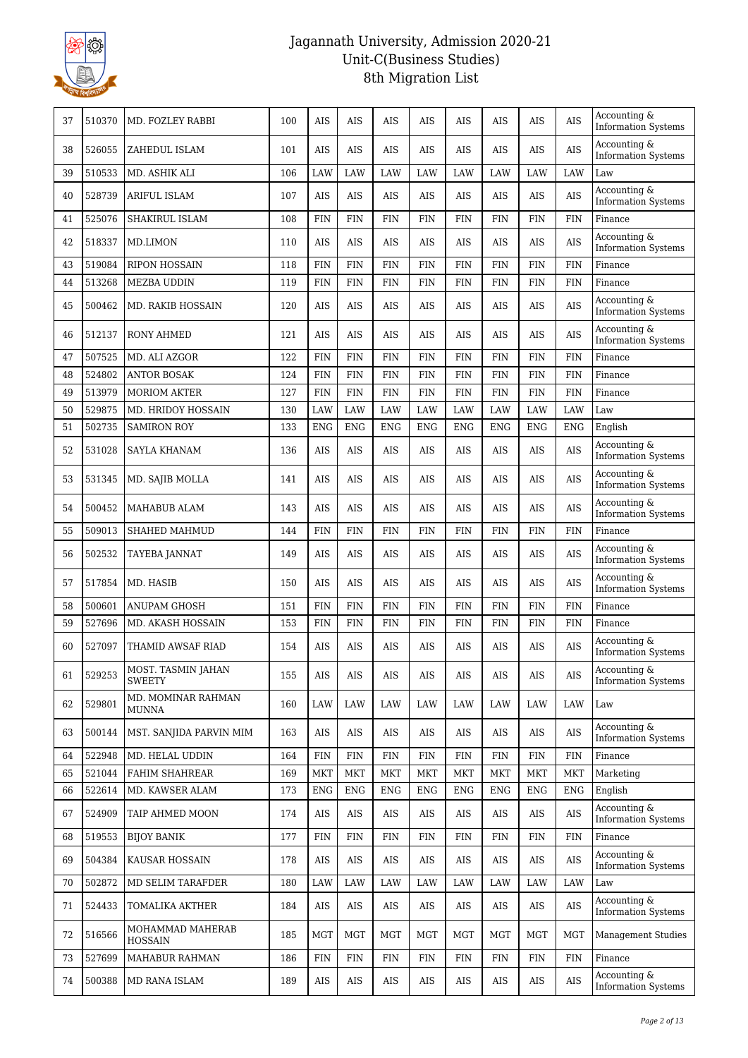# Jagannath University, Admission 2020-21
## Unit-C(Business Studies)
## 8th Migration List

| 37 | 510370 | MD. FOZLEY RABBI | 100 | AIS | AIS | AIS | AIS | AIS | AIS | AIS | AIS | Accounting & Information Systems |
|---|---|---|---|---|---|---|---|---|---|---|---|---|
| 38 | 526055 | ZAHEDUL ISLAM | 101 | AIS | AIS | AIS | AIS | AIS | AIS | AIS | AIS | Accounting & Information Systems |
| 39 | 510533 | MD. ASHIK ALI | 106 | LAW | LAW | LAW | LAW | LAW | LAW | LAW | LAW | Law |
| 40 | 528739 | ARIFUL ISLAM | 107 | AIS | AIS | AIS | AIS | AIS | AIS | AIS | AIS | Accounting & Information Systems |
| 41 | 525076 | SHAKIRUL ISLAM | 108 | FIN | FIN | FIN | FIN | FIN | FIN | FIN | FIN | Finance |
| 42 | 518337 | MD.LIMON | 110 | AIS | AIS | AIS | AIS | AIS | AIS | AIS | AIS | Accounting & Information Systems |
| 43 | 519084 | RIPON HOSSAIN | 118 | FIN | FIN | FIN | FIN | FIN | FIN | FIN | FIN | Finance |
| 44 | 513268 | MEZBA UDDIN | 119 | FIN | FIN | FIN | FIN | FIN | FIN | FIN | FIN | Finance |
| 45 | 500462 | MD. RAKIB HOSSAIN | 120 | AIS | AIS | AIS | AIS | AIS | AIS | AIS | AIS | Accounting & Information Systems |
| 46 | 512137 | RONY AHMED | 121 | AIS | AIS | AIS | AIS | AIS | AIS | AIS | AIS | Accounting & Information Systems |
| 47 | 507525 | MD. ALI AZGOR | 122 | FIN | FIN | FIN | FIN | FIN | FIN | FIN | FIN | Finance |
| 48 | 524802 | ANTOR BOSAK | 124 | FIN | FIN | FIN | FIN | FIN | FIN | FIN | FIN | Finance |
| 49 | 513979 | MORIOM AKTER | 127 | FIN | FIN | FIN | FIN | FIN | FIN | FIN | FIN | Finance |
| 50 | 529875 | MD. HRIDOY HOSSAIN | 130 | LAW | LAW | LAW | LAW | LAW | LAW | LAW | LAW | Law |
| 51 | 502735 | SAMIRON ROY | 133 | ENG | ENG | ENG | ENG | ENG | ENG | ENG | ENG | English |
| 52 | 531028 | SAYLA KHANAM | 136 | AIS | AIS | AIS | AIS | AIS | AIS | AIS | AIS | Accounting & Information Systems |
| 53 | 531345 | MD. SAJIB MOLLA | 141 | AIS | AIS | AIS | AIS | AIS | AIS | AIS | AIS | Accounting & Information Systems |
| 54 | 500452 | MAHABUB ALAM | 143 | AIS | AIS | AIS | AIS | AIS | AIS | AIS | AIS | Accounting & Information Systems |
| 55 | 509013 | SHAHED MAHMUD | 144 | FIN | FIN | FIN | FIN | FIN | FIN | FIN | FIN | Finance |
| 56 | 502532 | TAYEBA JANNAT | 149 | AIS | AIS | AIS | AIS | AIS | AIS | AIS | AIS | Accounting & Information Systems |
| 57 | 517854 | MD. HASIB | 150 | AIS | AIS | AIS | AIS | AIS | AIS | AIS | AIS | Accounting & Information Systems |
| 58 | 500601 | ANUPAM GHOSH | 151 | FIN | FIN | FIN | FIN | FIN | FIN | FIN | FIN | Finance |
| 59 | 527696 | MD. AKASH HOSSAIN | 153 | FIN | FIN | FIN | FIN | FIN | FIN | FIN | FIN | Finance |
| 60 | 527097 | THAMID AWSAF RIAD | 154 | AIS | AIS | AIS | AIS | AIS | AIS | AIS | AIS | Accounting & Information Systems |
| 61 | 529253 | MOST. TASMIN JAHAN SWEETY | 155 | AIS | AIS | AIS | AIS | AIS | AIS | AIS | AIS | Accounting & Information Systems |
| 62 | 529801 | MD. MOMINAR RAHMAN MUNNA | 160 | LAW | LAW | LAW | LAW | LAW | LAW | LAW | LAW | Law |
| 63 | 500144 | MST. SANJIDA PARVIN MIM | 163 | AIS | AIS | AIS | AIS | AIS | AIS | AIS | AIS | Accounting & Information Systems |
| 64 | 522948 | MD. HELAL UDDIN | 164 | FIN | FIN | FIN | FIN | FIN | FIN | FIN | FIN | Finance |
| 65 | 521044 | FAHIM SHAHREAR | 169 | MKT | MKT | MKT | MKT | MKT | MKT | MKT | MKT | Marketing |
| 66 | 522614 | MD. KAWSER ALAM | 173 | ENG | ENG | ENG | ENG | ENG | ENG | ENG | ENG | English |
| 67 | 524909 | TAIP AHMED MOON | 174 | AIS | AIS | AIS | AIS | AIS | AIS | AIS | AIS | Accounting & Information Systems |
| 68 | 519553 | BIJOY BANIK | 177 | FIN | FIN | FIN | FIN | FIN | FIN | FIN | FIN | Finance |
| 69 | 504384 | KAUSAR HOSSAIN | 178 | AIS | AIS | AIS | AIS | AIS | AIS | AIS | AIS | Accounting & Information Systems |
| 70 | 502872 | MD SELIM TARAFDER | 180 | LAW | LAW | LAW | LAW | LAW | LAW | LAW | LAW | Law |
| 71 | 524433 | TOMALIKA AKTHER | 184 | AIS | AIS | AIS | AIS | AIS | AIS | AIS | AIS | Accounting & Information Systems |
| 72 | 516566 | MOHAMMAD MAHERAB HOSSAIN | 185 | MGT | MGT | MGT | MGT | MGT | MGT | MGT | MGT | Management Studies |
| 73 | 527699 | MAHABUR RAHMAN | 186 | FIN | FIN | FIN | FIN | FIN | FIN | FIN | FIN | Finance |
| 74 | 500388 | MD RANA ISLAM | 189 | AIS | AIS | AIS | AIS | AIS | AIS | AIS | AIS | Accounting & Information Systems |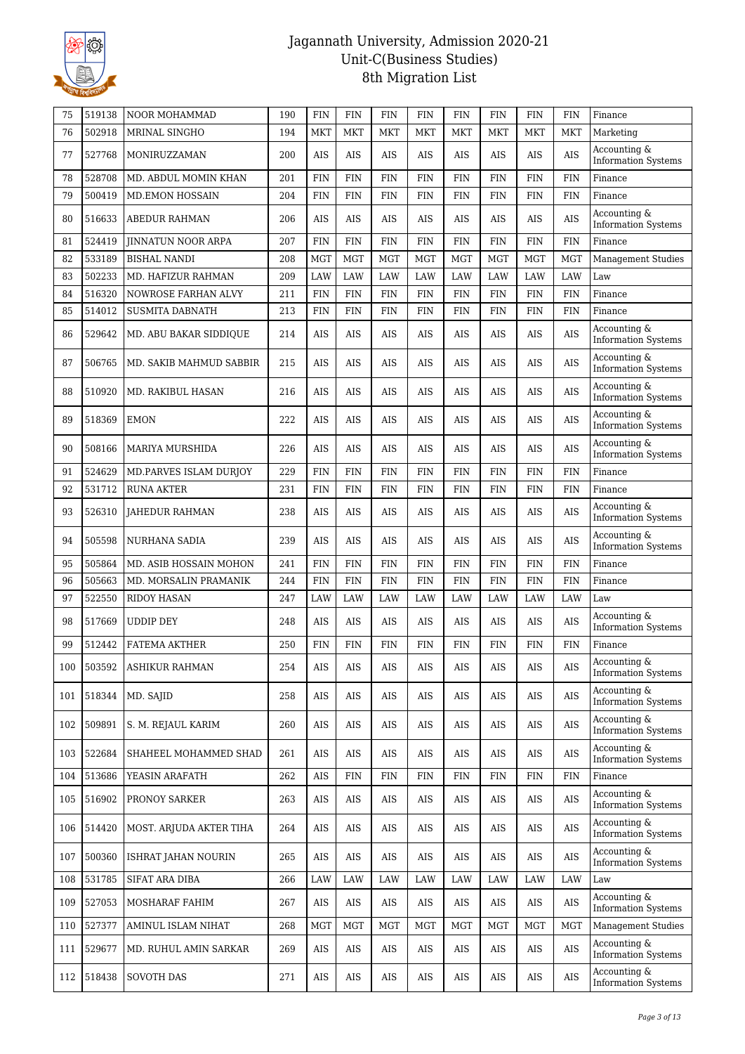# Jagannath University, Admission 2020-21
## Unit-C(Business Studies)
## 8th Migration List

| 75 | 519138 | NOOR MOHAMMAD | 190 | FIN | FIN | FIN | FIN | FIN | FIN | FIN | FIN | Finance |
|---|---|---|---|---|---|---|---|---|---|---|---|---|
| 76 | 502918 | MRINAL SINGHO | 194 | MKT | MKT | MKT | MKT | MKT | MKT | MKT | MKT | Marketing |
| 77 | 527768 | MONIRUZZAMAN | 200 | AIS | AIS | AIS | AIS | AIS | AIS | AIS | AIS | Accounting & Information Systems |
| 78 | 528708 | MD. ABDUL MOMIN KHAN | 201 | FIN | FIN | FIN | FIN | FIN | FIN | FIN | FIN | Finance |
| 79 | 500419 | MD.EMON HOSSAIN | 204 | FIN | FIN | FIN | FIN | FIN | FIN | FIN | FIN | Finance |
| 80 | 516633 | ABEDUR RAHMAN | 206 | AIS | AIS | AIS | AIS | AIS | AIS | AIS | AIS | Accounting & Information Systems |
| 81 | 524419 | JINNATUN NOOR ARPA | 207 | FIN | FIN | FIN | FIN | FIN | FIN | FIN | FIN | Finance |
| 82 | 533189 | BISHAL NANDI | 208 | MGT | MGT | MGT | MGT | MGT | MGT | MGT | MGT | Management Studies |
| 83 | 502233 | MD. HAFIZUR RAHMAN | 209 | LAW | LAW | LAW | LAW | LAW | LAW | LAW | LAW | Law |
| 84 | 516320 | NOWROSE FARHAN ALVY | 211 | FIN | FIN | FIN | FIN | FIN | FIN | FIN | FIN | Finance |
| 85 | 514012 | SUSMITA DABNATH | 213 | FIN | FIN | FIN | FIN | FIN | FIN | FIN | FIN | Finance |
| 86 | 529642 | MD. ABU BAKAR SIDDIQUE | 214 | AIS | AIS | AIS | AIS | AIS | AIS | AIS | AIS | Accounting & Information Systems |
| 87 | 506765 | MD. SAKIB MAHMUD SABBIR | 215 | AIS | AIS | AIS | AIS | AIS | AIS | AIS | AIS | Accounting & Information Systems |
| 88 | 510920 | MD. RAKIBUL HASAN | 216 | AIS | AIS | AIS | AIS | AIS | AIS | AIS | AIS | Accounting & Information Systems |
| 89 | 518369 | EMON | 222 | AIS | AIS | AIS | AIS | AIS | AIS | AIS | AIS | Accounting & Information Systems |
| 90 | 508166 | MARIYA MURSHIDA | 226 | AIS | AIS | AIS | AIS | AIS | AIS | AIS | AIS | Accounting & Information Systems |
| 91 | 524629 | MD.PARVES ISLAM DURJOY | 229 | FIN | FIN | FIN | FIN | FIN | FIN | FIN | FIN | Finance |
| 92 | 531712 | RUNA AKTER | 231 | FIN | FIN | FIN | FIN | FIN | FIN | FIN | FIN | Finance |
| 93 | 526310 | JAHEDUR RAHMAN | 238 | AIS | AIS | AIS | AIS | AIS | AIS | AIS | AIS | Accounting & Information Systems |
| 94 | 505598 | NURHANA SADIA | 239 | AIS | AIS | AIS | AIS | AIS | AIS | AIS | AIS | Accounting & Information Systems |
| 95 | 505864 | MD. ASIB HOSSAIN MOHON | 241 | FIN | FIN | FIN | FIN | FIN | FIN | FIN | FIN | Finance |
| 96 | 505663 | MD. MORSALIN PRAMANIK | 244 | FIN | FIN | FIN | FIN | FIN | FIN | FIN | FIN | Finance |
| 97 | 522550 | RIDOY HASAN | 247 | LAW | LAW | LAW | LAW | LAW | LAW | LAW | LAW | Law |
| 98 | 517669 | UDDIP DEY | 248 | AIS | AIS | AIS | AIS | AIS | AIS | AIS | AIS | Accounting & Information Systems |
| 99 | 512442 | FATEMA AKTHER | 250 | FIN | FIN | FIN | FIN | FIN | FIN | FIN | FIN | Finance |
| 100 | 503592 | ASHIKUR RAHMAN | 254 | AIS | AIS | AIS | AIS | AIS | AIS | AIS | AIS | Accounting & Information Systems |
| 101 | 518344 | MD. SAJID | 258 | AIS | AIS | AIS | AIS | AIS | AIS | AIS | AIS | Accounting & Information Systems |
| 102 | 509891 | S. M. REJAUL KARIM | 260 | AIS | AIS | AIS | AIS | AIS | AIS | AIS | AIS | Accounting & Information Systems |
| 103 | 522684 | SHAHEEL MOHAMMED SHAD | 261 | AIS | AIS | AIS | AIS | AIS | AIS | AIS | AIS | Accounting & Information Systems |
| 104 | 513686 | YEASIN ARAFATH | 262 | AIS | FIN | FIN | FIN | FIN | FIN | FIN | FIN | Finance |
| 105 | 516902 | PRONOY SARKER | 263 | AIS | AIS | AIS | AIS | AIS | AIS | AIS | AIS | Accounting & Information Systems |
| 106 | 514420 | MOST. ARJUDA AKTER TIHA | 264 | AIS | AIS | AIS | AIS | AIS | AIS | AIS | AIS | Accounting & Information Systems |
| 107 | 500360 | ISHRAT JAHAN NOURIN | 265 | AIS | AIS | AIS | AIS | AIS | AIS | AIS | AIS | Accounting & Information Systems |
| 108 | 531785 | SIFAT ARA DIBA | 266 | LAW | LAW | LAW | LAW | LAW | LAW | LAW | LAW | Law |
| 109 | 527053 | MOSHARAF FAHIM | 267 | AIS | AIS | AIS | AIS | AIS | AIS | AIS | AIS | Accounting & Information Systems |
| 110 | 527377 | AMINUL ISLAM NIHAT | 268 | MGT | MGT | MGT | MGT | MGT | MGT | MGT | MGT | Management Studies |
| 111 | 529677 | MD. RUHUL AMIN SARKAR | 269 | AIS | AIS | AIS | AIS | AIS | AIS | AIS | AIS | Accounting & Information Systems |
| 112 | 518438 | SOVOTH DAS | 271 | AIS | AIS | AIS | AIS | AIS | AIS | AIS | AIS | Accounting & Information Systems |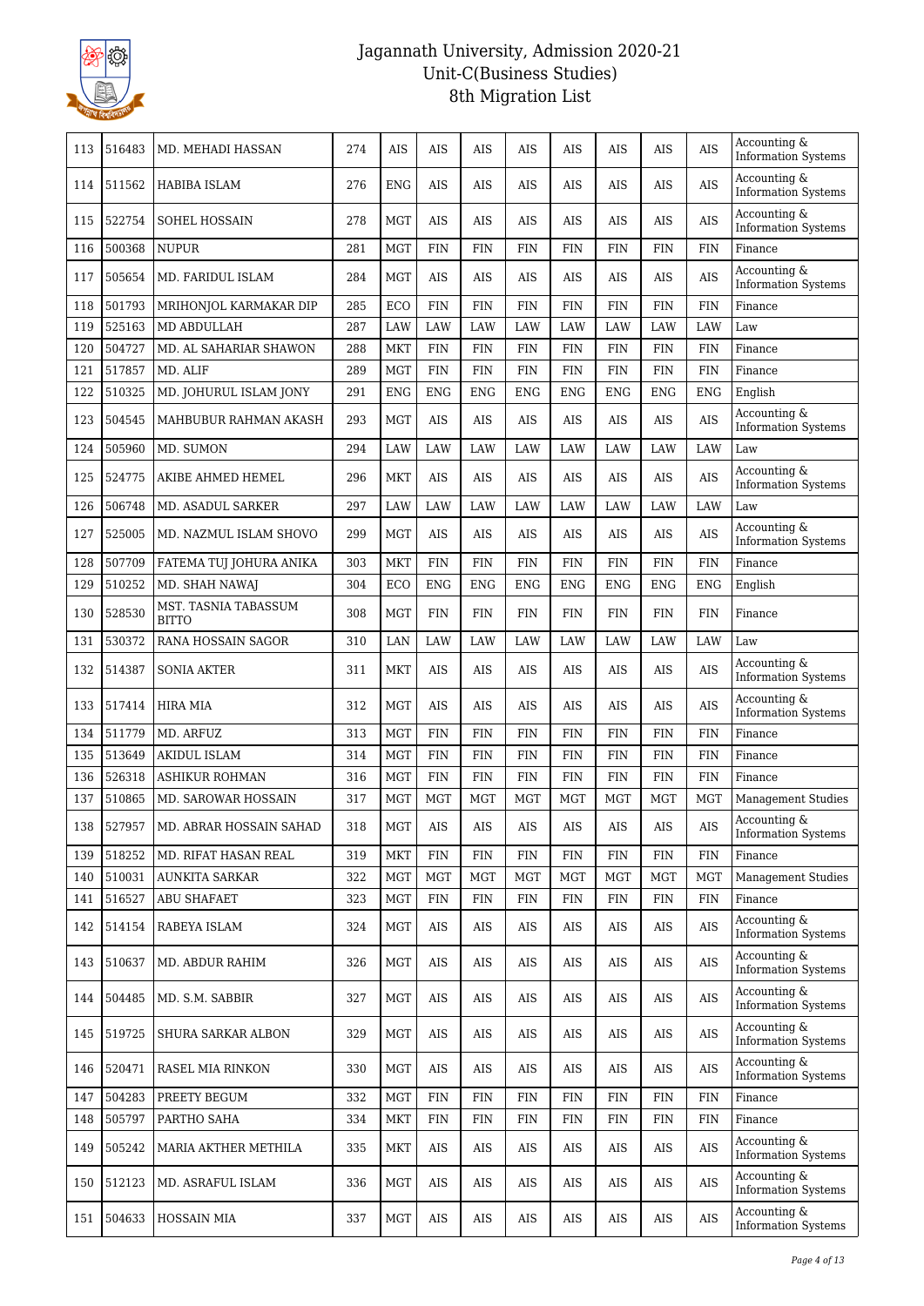# Jagannath University, Admission 2020-21
## Unit-C(Business Studies)
## 8th Migration List

| | | | | | | | | | | | | |
|---|---|---|---|---|---|---|---|---|---|---|---|---|
| 113 | 516483 | MD. MEHADI HASSAN | 274 | AIS | AIS | AIS | AIS | AIS | AIS | AIS | AIS | Accounting & Information Systems |
| 114 | 511562 | HABIBA ISLAM | 276 | ENG | AIS | AIS | AIS | AIS | AIS | AIS | AIS | Accounting & Information Systems |
| 115 | 522754 | SOHEL HOSSAIN | 278 | MGT | AIS | AIS | AIS | AIS | AIS | AIS | AIS | Accounting & Information Systems |
| 116 | 500368 | NUPUR | 281 | MGT | FIN | FIN | FIN | FIN | FIN | FIN | FIN | Finance |
| 117 | 505654 | MD. FARIDUL ISLAM | 284 | MGT | AIS | AIS | AIS | AIS | AIS | AIS | AIS | Accounting & Information Systems |
| 118 | 501793 | MRIHONJOL KARMAKAR DIP | 285 | ECO | FIN | FIN | FIN | FIN | FIN | FIN | FIN | Finance |
| 119 | 525163 | MD ABDULLAH | 287 | LAW | LAW | LAW | LAW | LAW | LAW | LAW | LAW | Law |
| 120 | 504727 | MD. AL SAHARIAR SHAWON | 288 | MKT | FIN | FIN | FIN | FIN | FIN | FIN | FIN | Finance |
| 121 | 517857 | MD. ALIF | 289 | MGT | FIN | FIN | FIN | FIN | FIN | FIN | FIN | Finance |
| 122 | 510325 | MD. JOHURUL ISLAM JONY | 291 | ENG | ENG | ENG | ENG | ENG | ENG | ENG | ENG | English |
| 123 | 504545 | MAHBUBUR RAHMAN AKASH | 293 | MGT | AIS | AIS | AIS | AIS | AIS | AIS | AIS | Accounting & Information Systems |
| 124 | 505960 | MD. SUMON | 294 | LAW | LAW | LAW | LAW | LAW | LAW | LAW | LAW | Law |
| 125 | 524775 | AKIBE AHMED HEMEL | 296 | MKT | AIS | AIS | AIS | AIS | AIS | AIS | AIS | Accounting & Information Systems |
| 126 | 506748 | MD. ASADUL SARKER | 297 | LAW | LAW | LAW | LAW | LAW | LAW | LAW | LAW | Law |
| 127 | 525005 | MD. NAZMUL ISLAM SHOVO | 299 | MGT | AIS | AIS | AIS | AIS | AIS | AIS | AIS | Accounting & Information Systems |
| 128 | 507709 | FATEMA TUJ JOHURA ANIKA | 303 | MKT | FIN | FIN | FIN | FIN | FIN | FIN | FIN | Finance |
| 129 | 510252 | MD. SHAH NAWAJ | 304 | ECO | ENG | ENG | ENG | ENG | ENG | ENG | ENG | English |
| 130 | 528530 | MST. TASNIA TABASSUM BITTO | 308 | MGT | FIN | FIN | FIN | FIN | FIN | FIN | FIN | Finance |
| 131 | 530372 | RANA HOSSAIN SAGOR | 310 | LAN | LAW | LAW | LAW | LAW | LAW | LAW | LAW | Law |
| 132 | 514387 | SONIA AKTER | 311 | MKT | AIS | AIS | AIS | AIS | AIS | AIS | AIS | Accounting & Information Systems |
| 133 | 517414 | HIRA MIA | 312 | MGT | AIS | AIS | AIS | AIS | AIS | AIS | AIS | Accounting & Information Systems |
| 134 | 511779 | MD. ARFUZ | 313 | MGT | FIN | FIN | FIN | FIN | FIN | FIN | FIN | Finance |
| 135 | 513649 | AKIDUL ISLAM | 314 | MGT | FIN | FIN | FIN | FIN | FIN | FIN | FIN | Finance |
| 136 | 526318 | ASHIKUR ROHMAN | 316 | MGT | FIN | FIN | FIN | FIN | FIN | FIN | FIN | Finance |
| 137 | 510865 | MD. SAROWAR HOSSAIN | 317 | MGT | MGT | MGT | MGT | MGT | MGT | MGT | MGT | Management Studies |
| 138 | 527957 | MD. ABRAR HOSSAIN SAHAD | 318 | MGT | AIS | AIS | AIS | AIS | AIS | AIS | AIS | Accounting & Information Systems |
| 139 | 518252 | MD. RIFAT HASAN REAL | 319 | MKT | FIN | FIN | FIN | FIN | FIN | FIN | FIN | Finance |
| 140 | 510031 | AUNKITA SARKAR | 322 | MGT | MGT | MGT | MGT | MGT | MGT | MGT | MGT | Management Studies |
| 141 | 516527 | ABU SHAFAET | 323 | MGT | FIN | FIN | FIN | FIN | FIN | FIN | FIN | Finance |
| 142 | 514154 | RABEYA ISLAM | 324 | MGT | AIS | AIS | AIS | AIS | AIS | AIS | AIS | Accounting & Information Systems |
| 143 | 510637 | MD. ABDUR RAHIM | 326 | MGT | AIS | AIS | AIS | AIS | AIS | AIS | AIS | Accounting & Information Systems |
| 144 | 504485 | MD. S.M. SABBIR | 327 | MGT | AIS | AIS | AIS | AIS | AIS | AIS | AIS | Accounting & Information Systems |
| 145 | 519725 | SHURA SARKAR ALBON | 329 | MGT | AIS | AIS | AIS | AIS | AIS | AIS | AIS | Accounting & Information Systems |
| 146 | 520471 | RASEL MIA RINKON | 330 | MGT | AIS | AIS | AIS | AIS | AIS | AIS | AIS | Accounting & Information Systems |
| 147 | 504283 | PREETY BEGUM | 332 | MGT | FIN | FIN | FIN | FIN | FIN | FIN | FIN | Finance |
| 148 | 505797 | PARTHO SAHA | 334 | MKT | FIN | FIN | FIN | FIN | FIN | FIN | FIN | Finance |
| 149 | 505242 | MARIA AKTHER METHILA | 335 | MKT | AIS | AIS | AIS | AIS | AIS | AIS | AIS | Accounting & Information Systems |
| 150 | 512123 | MD. ASRAFUL ISLAM | 336 | MGT | AIS | AIS | AIS | AIS | AIS | AIS | AIS | Accounting & Information Systems |
| 151 | 504633 | HOSSAIN MIA | 337 | MGT | AIS | AIS | AIS | AIS | AIS | AIS | AIS | Accounting & Information Systems |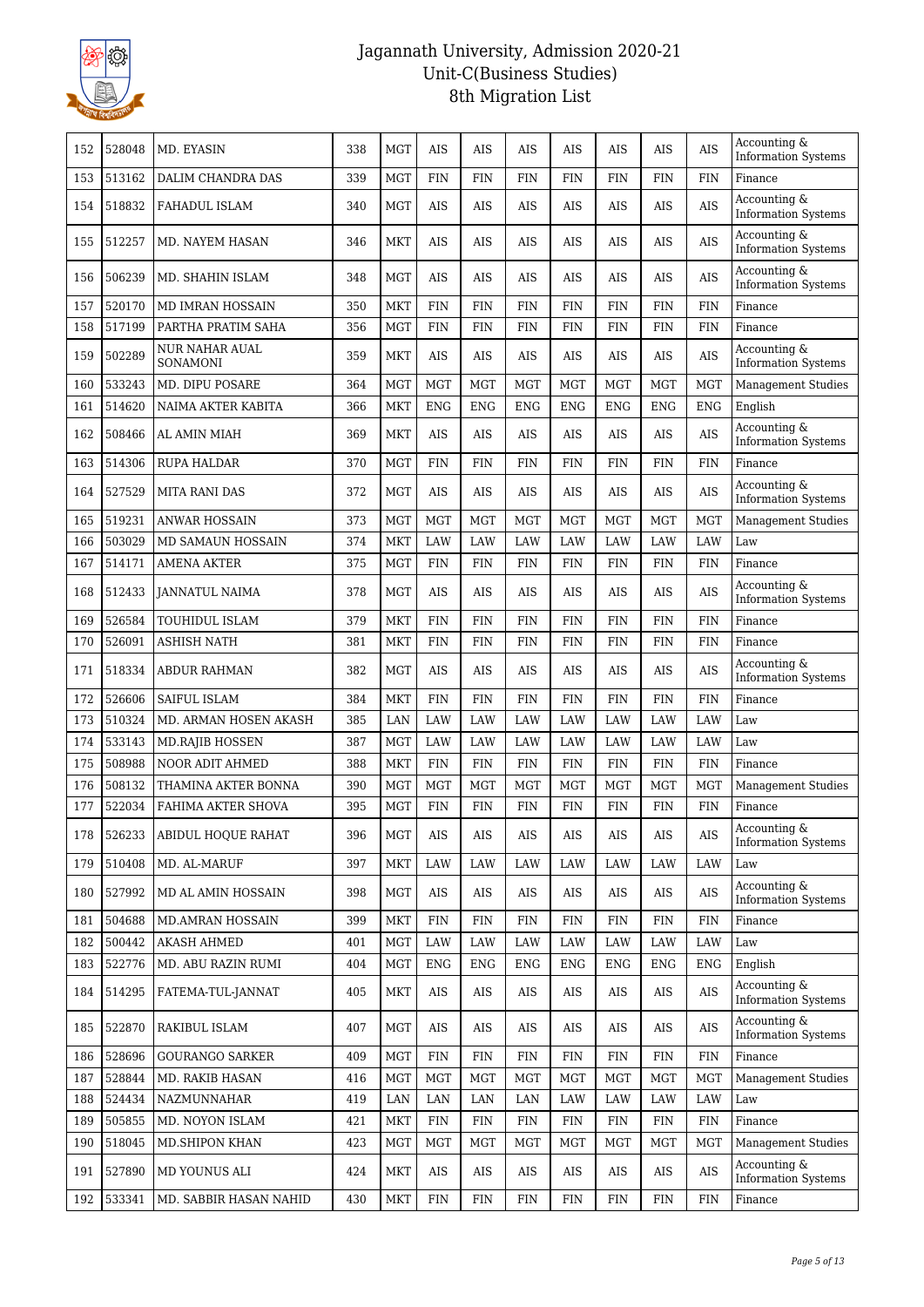# Jagannath University, Admission 2020-21
## Unit-C(Business Studies)
## 8th Migration List

| | | | | | | | | | | | | |
|---|---|---|---|---|---|---|---|---|---|---|---|---|
| 152 | 528048 | MD. EYASIN | 338 | MGT | AIS | AIS | AIS | AIS | AIS | AIS | AIS | Accounting & Information Systems |
| 153 | 513162 | DALIM CHANDRA DAS | 339 | MGT | FIN | FIN | FIN | FIN | FIN | FIN | FIN | Finance |
| 154 | 518832 | FAHADUL ISLAM | 340 | MGT | AIS | AIS | AIS | AIS | AIS | AIS | AIS | Accounting & Information Systems |
| 155 | 512257 | MD. NAYEM HASAN | 346 | MKT | AIS | AIS | AIS | AIS | AIS | AIS | AIS | Accounting & Information Systems |
| 156 | 506239 | MD. SHAHIN ISLAM | 348 | MGT | AIS | AIS | AIS | AIS | AIS | AIS | AIS | Accounting & Information Systems |
| 157 | 520170 | MD IMRAN HOSSAIN | 350 | MKT | FIN | FIN | FIN | FIN | FIN | FIN | FIN | Finance |
| 158 | 517199 | PARTHA PRATIM SAHA | 356 | MGT | FIN | FIN | FIN | FIN | FIN | FIN | FIN | Finance |
| 159 | 502289 | NUR NAHAR AUAL SONAMONI | 359 | MKT | AIS | AIS | AIS | AIS | AIS | AIS | AIS | Accounting & Information Systems |
| 160 | 533243 | MD. DIPU POSARE | 364 | MGT | MGT | MGT | MGT | MGT | MGT | MGT | MGT | Management Studies |
| 161 | 514620 | NAIMA AKTER KABITA | 366 | MKT | ENG | ENG | ENG | ENG | ENG | ENG | ENG | English |
| 162 | 508466 | AL AMIN MIAH | 369 | MKT | AIS | AIS | AIS | AIS | AIS | AIS | AIS | Accounting & Information Systems |
| 163 | 514306 | RUPA HALDAR | 370 | MGT | FIN | FIN | FIN | FIN | FIN | FIN | FIN | Finance |
| 164 | 527529 | MITA RANI DAS | 372 | MGT | AIS | AIS | AIS | AIS | AIS | AIS | AIS | Accounting & Information Systems |
| 165 | 519231 | ANWAR HOSSAIN | 373 | MGT | MGT | MGT | MGT | MGT | MGT | MGT | MGT | Management Studies |
| 166 | 503029 | MD SAMAUN HOSSAIN | 374 | MKT | LAW | LAW | LAW | LAW | LAW | LAW | LAW | Law |
| 167 | 514171 | AMENA AKTER | 375 | MGT | FIN | FIN | FIN | FIN | FIN | FIN | FIN | Finance |
| 168 | 512433 | JANNATUL NAIMA | 378 | MGT | AIS | AIS | AIS | AIS | AIS | AIS | AIS | Accounting & Information Systems |
| 169 | 526584 | TOUHIDUL ISLAM | 379 | MKT | FIN | FIN | FIN | FIN | FIN | FIN | FIN | Finance |
| 170 | 526091 | ASHISH NATH | 381 | MKT | FIN | FIN | FIN | FIN | FIN | FIN | FIN | Finance |
| 171 | 518334 | ABDUR RAHMAN | 382 | MGT | AIS | AIS | AIS | AIS | AIS | AIS | AIS | Accounting & Information Systems |
| 172 | 526606 | SAIFUL ISLAM | 384 | MKT | FIN | FIN | FIN | FIN | FIN | FIN | FIN | Finance |
| 173 | 510324 | MD. ARMAN HOSEN AKASH | 385 | LAN | LAW | LAW | LAW | LAW | LAW | LAW | LAW | Law |
| 174 | 533143 | MD.RAJIB HOSSEN | 387 | MGT | LAW | LAW | LAW | LAW | LAW | LAW | LAW | Law |
| 175 | 508988 | NOOR ADIT AHMED | 388 | MKT | FIN | FIN | FIN | FIN | FIN | FIN | FIN | Finance |
| 176 | 508132 | THAMINA AKTER BONNA | 390 | MGT | MGT | MGT | MGT | MGT | MGT | MGT | MGT | Management Studies |
| 177 | 522034 | FAHIMA AKTER SHOVA | 395 | MGT | FIN | FIN | FIN | FIN | FIN | FIN | FIN | Finance |
| 178 | 526233 | ABIDUL HOQUE RAHAT | 396 | MGT | AIS | AIS | AIS | AIS | AIS | AIS | AIS | Accounting & Information Systems |
| 179 | 510408 | MD. AL-MARUF | 397 | MKT | LAW | LAW | LAW | LAW | LAW | LAW | LAW | Law |
| 180 | 527992 | MD AL AMIN HOSSAIN | 398 | MGT | AIS | AIS | AIS | AIS | AIS | AIS | AIS | Accounting & Information Systems |
| 181 | 504688 | MD.AMRAN HOSSAIN | 399 | MKT | FIN | FIN | FIN | FIN | FIN | FIN | FIN | Finance |
| 182 | 500442 | AKASH AHMED | 401 | MGT | LAW | LAW | LAW | LAW | LAW | LAW | LAW | Law |
| 183 | 522776 | MD. ABU RAZIN RUMI | 404 | MGT | ENG | ENG | ENG | ENG | ENG | ENG | ENG | English |
| 184 | 514295 | FATEMA-TUL-JANNAT | 405 | MKT | AIS | AIS | AIS | AIS | AIS | AIS | AIS | Accounting & Information Systems |
| 185 | 522870 | RAKIBUL ISLAM | 407 | MGT | AIS | AIS | AIS | AIS | AIS | AIS | AIS | Accounting & Information Systems |
| 186 | 528696 | GOURANGO SARKER | 409 | MGT | FIN | FIN | FIN | FIN | FIN | FIN | FIN | Finance |
| 187 | 528844 | MD. RAKIB HASAN | 416 | MGT | MGT | MGT | MGT | MGT | MGT | MGT | MGT | Management Studies |
| 188 | 524434 | NAZMUNNAHAR | 419 | LAN | LAN | LAN | LAN | LAW | LAW | LAW | LAW | Law |
| 189 | 505855 | MD. NOYON ISLAM | 421 | MKT | FIN | FIN | FIN | FIN | FIN | FIN | FIN | Finance |
| 190 | 518045 | MD.SHIPON KHAN | 423 | MGT | MGT | MGT | MGT | MGT | MGT | MGT | MGT | Management Studies |
| 191 | 527890 | MD YOUNUS ALI | 424 | MKT | AIS | AIS | AIS | AIS | AIS | AIS | AIS | Accounting & Information Systems |
| 192 | 533341 | MD. SABBIR HASAN NAHID | 430 | MKT | FIN | FIN | FIN | FIN | FIN | FIN | FIN | Finance |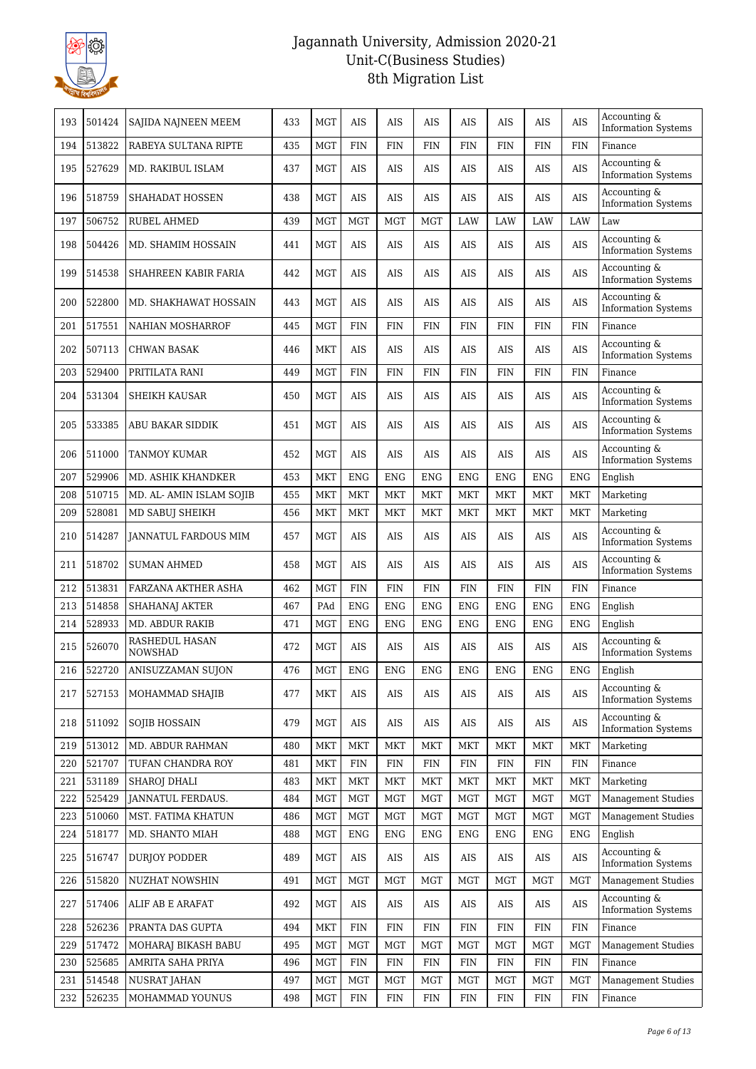# Jagannath University, Admission 2020-21
## Unit-C(Business Studies)
## 8th Migration List

| 193 | 501424 | SAJIDA NAJNEEN MEEM | 433 | MGT | AIS | AIS | AIS | AIS | AIS | AIS | AIS | Accounting & Information Systems |
|---|---|---|---|---|---|---|---|---|---|---|---|---|
| 194 | 513822 | RABEYA SULTANA RIPTE | 435 | MGT | FIN | FIN | FIN | FIN | FIN | FIN | FIN | Finance |
| 195 | 527629 | MD. RAKIBUL ISLAM | 437 | MGT | AIS | AIS | AIS | AIS | AIS | AIS | AIS | Accounting & Information Systems |
| 196 | 518759 | SHAHADAT HOSSEN | 438 | MGT | AIS | AIS | AIS | AIS | AIS | AIS | AIS | Accounting & Information Systems |
| 197 | 506752 | RUBEL AHMED | 439 | MGT | MGT | MGT | MGT | LAW | LAW | LAW | LAW | Law |
| 198 | 504426 | MD. SHAMIM HOSSAIN | 441 | MGT | AIS | AIS | AIS | AIS | AIS | AIS | AIS | Accounting & Information Systems |
| 199 | 514538 | SHAHREEN KABIR FARIA | 442 | MGT | AIS | AIS | AIS | AIS | AIS | AIS | AIS | Accounting & Information Systems |
| 200 | 522800 | MD. SHAKHAWAT HOSSAIN | 443 | MGT | AIS | AIS | AIS | AIS | AIS | AIS | AIS | Accounting & Information Systems |
| 201 | 517551 | NAHIAN MOSHARROF | 445 | MGT | FIN | FIN | FIN | FIN | FIN | FIN | FIN | Finance |
| 202 | 507113 | CHWAN BASAK | 446 | MKT | AIS | AIS | AIS | AIS | AIS | AIS | AIS | Accounting & Information Systems |
| 203 | 529400 | PRITILATA RANI | 449 | MGT | FIN | FIN | FIN | FIN | FIN | FIN | FIN | Finance |
| 204 | 531304 | SHEIKH KAUSAR | 450 | MGT | AIS | AIS | AIS | AIS | AIS | AIS | AIS | Accounting & Information Systems |
| 205 | 533385 | ABU BAKAR SIDDIK | 451 | MGT | AIS | AIS | AIS | AIS | AIS | AIS | AIS | Accounting & Information Systems |
| 206 | 511000 | TANMOY KUMAR | 452 | MGT | AIS | AIS | AIS | AIS | AIS | AIS | AIS | Accounting & Information Systems |
| 207 | 529906 | MD. ASHIK KHANDKER | 453 | MKT | ENG | ENG | ENG | ENG | ENG | ENG | ENG | English |
| 208 | 510715 | MD. AL- AMIN ISLAM SOJIB | 455 | MKT | MKT | MKT | MKT | MKT | MKT | MKT | MKT | Marketing |
| 209 | 528081 | MD SABUJ SHEIKH | 456 | MKT | MKT | MKT | MKT | MKT | MKT | MKT | MKT | Marketing |
| 210 | 514287 | JANNATUL FARDOUS MIM | 457 | MGT | AIS | AIS | AIS | AIS | AIS | AIS | AIS | Accounting & Information Systems |
| 211 | 518702 | SUMAN AHMED | 458 | MGT | AIS | AIS | AIS | AIS | AIS | AIS | AIS | Accounting & Information Systems |
| 212 | 513831 | FARZANA AKTHER ASHA | 462 | MGT | FIN | FIN | FIN | FIN | FIN | FIN | FIN | Finance |
| 213 | 514858 | SHAHANAJ AKTER | 467 | PAd | ENG | ENG | ENG | ENG | ENG | ENG | ENG | English |
| 214 | 528933 | MD. ABDUR RAKIB | 471 | MGT | ENG | ENG | ENG | ENG | ENG | ENG | ENG | English |
| 215 | 526070 | RASHEDUL HASAN NOWSHAD | 472 | MGT | AIS | AIS | AIS | AIS | AIS | AIS | AIS | Accounting & Information Systems |
| 216 | 522720 | ANISUZZAMAN SUJON | 476 | MGT | ENG | ENG | ENG | ENG | ENG | ENG | ENG | English |
| 217 | 527153 | MOHAMMAD SHAJIB | 477 | MKT | AIS | AIS | AIS | AIS | AIS | AIS | AIS | Accounting & Information Systems |
| 218 | 511092 | SOJIB HOSSAIN | 479 | MGT | AIS | AIS | AIS | AIS | AIS | AIS | AIS | Accounting & Information Systems |
| 219 | 513012 | MD. ABDUR RAHMAN | 480 | MKT | MKT | MKT | MKT | MKT | MKT | MKT | MKT | Marketing |
| 220 | 521707 | TUFAN CHANDRA ROY | 481 | MKT | FIN | FIN | FIN | FIN | FIN | FIN | FIN | Finance |
| 221 | 531189 | SHAROJ DHALI | 483 | MKT | MKT | MKT | MKT | MKT | MKT | MKT | MKT | Marketing |
| 222 | 525429 | JANNATUL FERDAUS. | 484 | MGT | MGT | MGT | MGT | MGT | MGT | MGT | MGT | Management Studies |
| 223 | 510060 | MST. FATIMA KHATUN | 486 | MGT | MGT | MGT | MGT | MGT | MGT | MGT | MGT | Management Studies |
| 224 | 518177 | MD. SHANTO MIAH | 488 | MGT | ENG | ENG | ENG | ENG | ENG | ENG | ENG | English |
| 225 | 516747 | DURJOY PODDER | 489 | MGT | AIS | AIS | AIS | AIS | AIS | AIS | AIS | Accounting & Information Systems |
| 226 | 515820 | NUZHAT NOWSHIN | 491 | MGT | MGT | MGT | MGT | MGT | MGT | MGT | MGT | Management Studies |
| 227 | 517406 | ALIF AB E ARAFAT | 492 | MGT | AIS | AIS | AIS | AIS | AIS | AIS | AIS | Accounting & Information Systems |
| 228 | 526236 | PRANTA DAS GUPTA | 494 | MKT | FIN | FIN | FIN | FIN | FIN | FIN | FIN | Finance |
| 229 | 517472 | MOHARAJ BIKASH BABU | 495 | MGT | MGT | MGT | MGT | MGT | MGT | MGT | MGT | Management Studies |
| 230 | 525685 | AMRITA SAHA PRIYA | 496 | MGT | FIN | FIN | FIN | FIN | FIN | FIN | FIN | Finance |
| 231 | 514548 | NUSRAT JAHAN | 497 | MGT | MGT | MGT | MGT | MGT | MGT | MGT | MGT | Management Studies |
| 232 | 526235 | MOHAMMAD YOUNUS | 498 | MGT | FIN | FIN | FIN | FIN | FIN | FIN | FIN | Finance |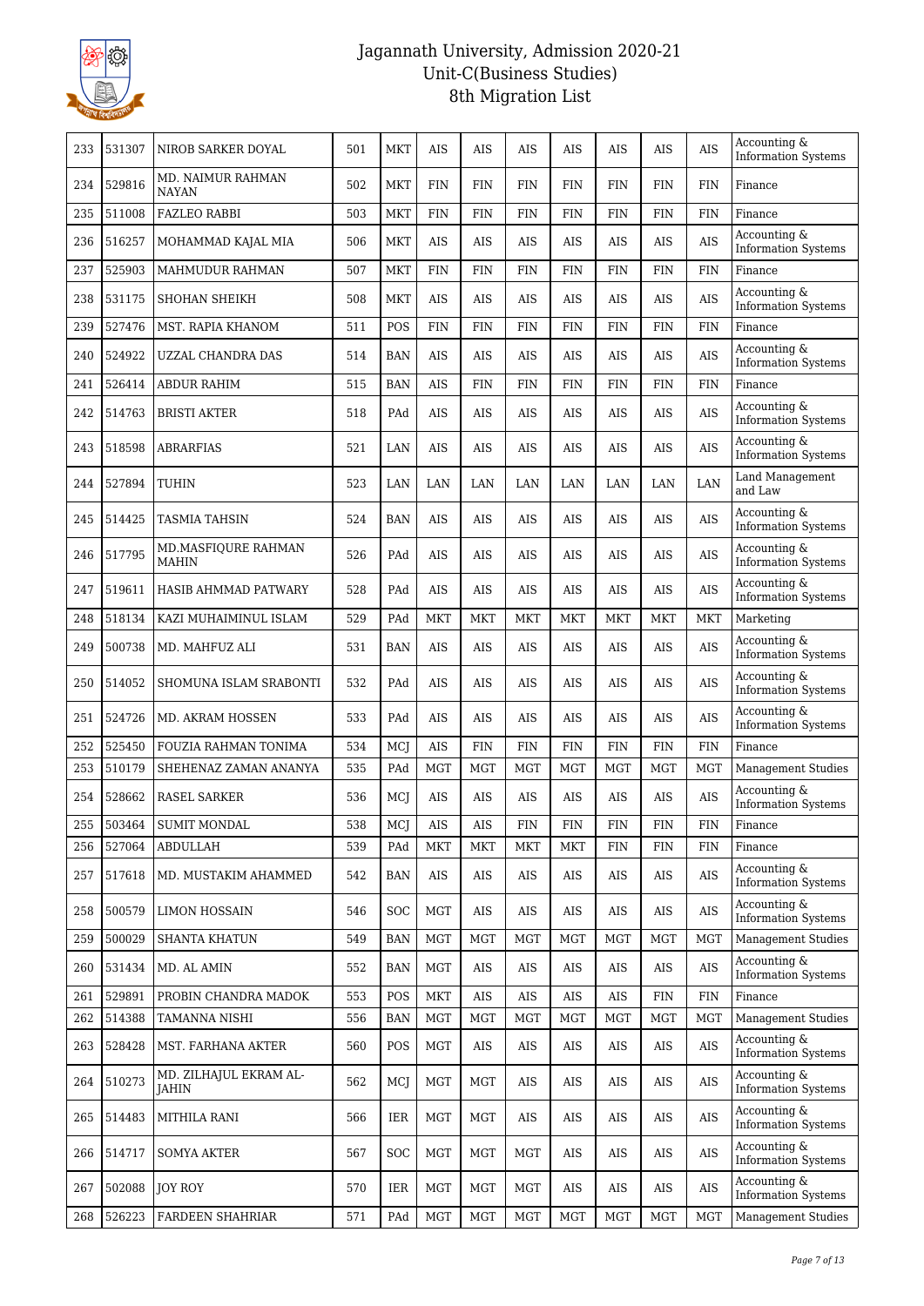# Jagannath University, Admission 2020-21
## Unit-C(Business Studies)
## 8th Migration List

| | | | | | | | | | | | | |
|---|---|---|---|---|---|---|---|---|---|---|---|---|
| 233 | 531307 | NIROB SARKER DOYAL | 501 | MKT | AIS | AIS | AIS | AIS | AIS | AIS | AIS | Accounting & Information Systems |
| 234 | 529816 | MD. NAIMUR RAHMAN NAYAN | 502 | MKT | FIN | FIN | FIN | FIN | FIN | FIN | FIN | Finance |
| 235 | 511008 | FAZLEO RABBI | 503 | MKT | FIN | FIN | FIN | FIN | FIN | FIN | FIN | Finance |
| 236 | 516257 | MOHAMMAD KAJAL MIA | 506 | MKT | AIS | AIS | AIS | AIS | AIS | AIS | AIS | Accounting & Information Systems |
| 237 | 525903 | MAHMUDUR RAHMAN | 507 | MKT | FIN | FIN | FIN | FIN | FIN | FIN | FIN | Finance |
| 238 | 531175 | SHOHAN SHEIKH | 508 | MKT | AIS | AIS | AIS | AIS | AIS | AIS | AIS | Accounting & Information Systems |
| 239 | 527476 | MST. RAPIA KHANOM | 511 | POS | FIN | FIN | FIN | FIN | FIN | FIN | FIN | Finance |
| 240 | 524922 | UZZAL CHANDRA DAS | 514 | BAN | AIS | AIS | AIS | AIS | AIS | AIS | AIS | Accounting & Information Systems |
| 241 | 526414 | ABDUR RAHIM | 515 | BAN | AIS | FIN | FIN | FIN | FIN | FIN | FIN | Finance |
| 242 | 514763 | BRISTI AKTER | 518 | PAd | AIS | AIS | AIS | AIS | AIS | AIS | AIS | Accounting & Information Systems |
| 243 | 518598 | ABRARFIAS | 521 | LAN | AIS | AIS | AIS | AIS | AIS | AIS | AIS | Accounting & Information Systems |
| 244 | 527894 | TUHIN | 523 | LAN | LAN | LAN | LAN | LAN | LAN | LAN | LAN | Land Management and Law |
| 245 | 514425 | TASMIA TAHSIN | 524 | BAN | AIS | AIS | AIS | AIS | AIS | AIS | AIS | Accounting & Information Systems |
| 246 | 517795 | MD.MASFIQURE RAHMAN MAHIN | 526 | PAd | AIS | AIS | AIS | AIS | AIS | AIS | AIS | Accounting & Information Systems |
| 247 | 519611 | HASIB AHMMAD PATWARY | 528 | PAd | AIS | AIS | AIS | AIS | AIS | AIS | AIS | Accounting & Information Systems |
| 248 | 518134 | KAZI MUHAIMINUL ISLAM | 529 | PAd | MKT | MKT | MKT | MKT | MKT | MKT | MKT | Marketing |
| 249 | 500738 | MD. MAHFUZ ALI | 531 | BAN | AIS | AIS | AIS | AIS | AIS | AIS | AIS | Accounting & Information Systems |
| 250 | 514052 | SHOMUNA ISLAM SRABONTI | 532 | PAd | AIS | AIS | AIS | AIS | AIS | AIS | AIS | Accounting & Information Systems |
| 251 | 524726 | MD. AKRAM HOSSEN | 533 | PAd | AIS | AIS | AIS | AIS | AIS | AIS | AIS | Accounting & Information Systems |
| 252 | 525450 | FOUZIA RAHMAN TONIMA | 534 | MCJ | AIS | FIN | FIN | FIN | FIN | FIN | FIN | Finance |
| 253 | 510179 | SHEHENAZ ZAMAN ANANYA | 535 | PAd | MGT | MGT | MGT | MGT | MGT | MGT | MGT | Management Studies |
| 254 | 528662 | RASEL SARKER | 536 | MCJ | AIS | AIS | AIS | AIS | AIS | AIS | AIS | Accounting & Information Systems |
| 255 | 503464 | SUMIT MONDAL | 538 | MCJ | AIS | AIS | FIN | FIN | FIN | FIN | FIN | Finance |
| 256 | 527064 | ABDULLAH | 539 | PAd | MKT | MKT | MKT | MKT | FIN | FIN | FIN | Finance |
| 257 | 517618 | MD. MUSTAKIM AHAMMED | 542 | BAN | AIS | AIS | AIS | AIS | AIS | AIS | AIS | Accounting & Information Systems |
| 258 | 500579 | LIMON HOSSAIN | 546 | SOC | MGT | AIS | AIS | AIS | AIS | AIS | AIS | Accounting & Information Systems |
| 259 | 500029 | SHANTA KHATUN | 549 | BAN | MGT | MGT | MGT | MGT | MGT | MGT | MGT | Management Studies |
| 260 | 531434 | MD. AL AMIN | 552 | BAN | MGT | AIS | AIS | AIS | AIS | AIS | AIS | Accounting & Information Systems |
| 261 | 529891 | PROBIN CHANDRA MADOK | 553 | POS | MKT | AIS | AIS | AIS | AIS | FIN | FIN | Finance |
| 262 | 514388 | TAMANNA NISHI | 556 | BAN | MGT | MGT | MGT | MGT | MGT | MGT | MGT | Management Studies |
| 263 | 528428 | MST. FARHANA AKTER | 560 | POS | MGT | AIS | AIS | AIS | AIS | AIS | AIS | Accounting & Information Systems |
| 264 | 510273 | MD. ZILHAJUL EKRAM AL-JAHIN | 562 | MCJ | MGT | MGT | AIS | AIS | AIS | AIS | AIS | Accounting & Information Systems |
| 265 | 514483 | MITHILA RANI | 566 | IER | MGT | MGT | AIS | AIS | AIS | AIS | AIS | Accounting & Information Systems |
| 266 | 514717 | SOMYA AKTER | 567 | SOC | MGT | MGT | MGT | AIS | AIS | AIS | AIS | Accounting & Information Systems |
| 267 | 502088 | JOY ROY | 570 | IER | MGT | MGT | MGT | AIS | AIS | AIS | AIS | Accounting & Information Systems |
| 268 | 526223 | FARDEEN SHAHRIAR | 571 | PAd | MGT | MGT | MGT | MGT | MGT | MGT | MGT | Management Studies |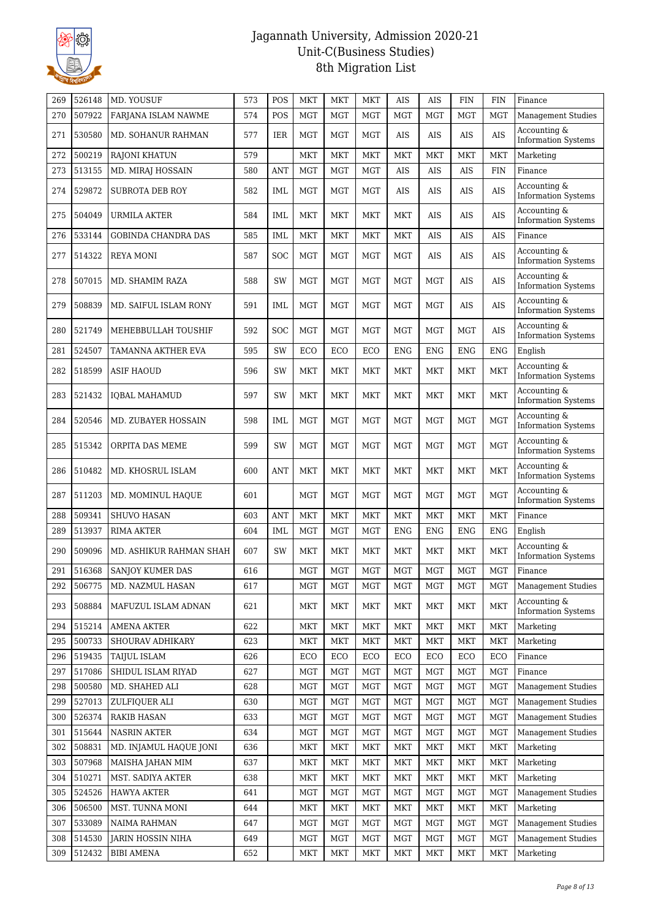# Jagannath University, Admission 2020-21
## Unit-C(Business Studies)
## 8th Migration List

| 269 | 526148 | MD. YOUSUF | 573 | POS | MKT | MKT | MKT | AIS | AIS | FIN | FIN | Finance |
|---|---|---|---|---|---|---|---|---|---|---|---|---|
| 270 | 507922 | FARJANA ISLAM NAWME | 574 | POS | MGT | MGT | MGT | MGT | MGT | MGT | MGT | Management Studies |
| 271 | 530580 | MD. SOHANUR RAHMAN | 577 | IER | MGT | MGT | MGT | AIS | AIS | AIS | AIS | Accounting & Information Systems |
| 272 | 500219 | RAJONI KHATUN | 579 | | MKT | MKT | MKT | MKT | MKT | MKT | MKT | Marketing |
| 273 | 513155 | MD. MIRAJ HOSSAIN | 580 | ANT | MGT | MGT | MGT | AIS | AIS | AIS | FIN | Finance |
| 274 | 529872 | SUBROTA DEB ROY | 582 | IML | MGT | MGT | MGT | AIS | AIS | AIS | AIS | Accounting & Information Systems |
| 275 | 504049 | URMILA AKTER | 584 | IML | MKT | MKT | MKT | MKT | AIS | AIS | AIS | Accounting & Information Systems |
| 276 | 533144 | GOBINDA CHANDRA DAS | 585 | IML | MKT | MKT | MKT | MKT | AIS | AIS | AIS | Finance |
| 277 | 514322 | REYA MONI | 587 | SOC | MGT | MGT | MGT | MGT | AIS | AIS | AIS | Accounting & Information Systems |
| 278 | 507015 | MD. SHAMIM RAZA | 588 | SW | MGT | MGT | MGT | MGT | MGT | AIS | AIS | Accounting & Information Systems |
| 279 | 508839 | MD. SAIFUL ISLAM RONY | 591 | IML | MGT | MGT | MGT | MGT | MGT | AIS | AIS | Accounting & Information Systems |
| 280 | 521749 | MEHEBBULLAH TOUSHIF | 592 | SOC | MGT | MGT | MGT | MGT | MGT | MGT | AIS | Accounting & Information Systems |
| 281 | 524507 | TAMANNA AKTHER EVA | 595 | SW | ECO | ECO | ECO | ENG | ENG | ENG | ENG | English |
| 282 | 518599 | ASIF HAOUD | 596 | SW | MKT | MKT | MKT | MKT | MKT | MKT | MKT | Accounting & Information Systems |
| 283 | 521432 | IQBAL MAHAMUD | 597 | SW | MKT | MKT | MKT | MKT | MKT | MKT | MKT | Accounting & Information Systems |
| 284 | 520546 | MD. ZUBAYER HOSSAIN | 598 | IML | MGT | MGT | MGT | MGT | MGT | MGT | MGT | Accounting & Information Systems |
| 285 | 515342 | ORPITA DAS MEME | 599 | SW | MGT | MGT | MGT | MGT | MGT | MGT | MGT | Accounting & Information Systems |
| 286 | 510482 | MD. KHOSRUL ISLAM | 600 | ANT | MKT | MKT | MKT | MKT | MKT | MKT | MKT | Accounting & Information Systems |
| 287 | 511203 | MD. MOMINUL HAQUE | 601 | | MGT | MGT | MGT | MGT | MGT | MGT | MGT | Accounting & Information Systems |
| 288 | 509341 | SHUVO HASAN | 603 | ANT | MKT | MKT | MKT | MKT | MKT | MKT | MKT | Finance |
| 289 | 513937 | RIMA AKTER | 604 | IML | MGT | MGT | MGT | ENG | ENG | ENG | ENG | English |
| 290 | 509096 | MD. ASHIKUR RAHMAN SHAH | 607 | SW | MKT | MKT | MKT | MKT | MKT | MKT | MKT | Accounting & Information Systems |
| 291 | 516368 | SANJOY KUMER DAS | 616 | | MGT | MGT | MGT | MGT | MGT | MGT | MGT | Finance |
| 292 | 506775 | MD. NAZMUL HASAN | 617 | | MGT | MGT | MGT | MGT | MGT | MGT | MGT | Management Studies |
| 293 | 508884 | MAFUZUL ISLAM ADNAN | 621 | | MKT | MKT | MKT | MKT | MKT | MKT | MKT | Accounting & Information Systems |
| 294 | 515214 | AMENA AKTER | 622 | | MKT | MKT | MKT | MKT | MKT | MKT | MKT | Marketing |
| 295 | 500733 | SHOURAV ADHIKARY | 623 | | MKT | MKT | MKT | MKT | MKT | MKT | MKT | Marketing |
| 296 | 519435 | TAIJUL ISLAM | 626 | | ECO | ECO | ECO | ECO | ECO | ECO | ECO | Finance |
| 297 | 517086 | SHIDUL ISLAM RIYAD | 627 | | MGT | MGT | MGT | MGT | MGT | MGT | MGT | Finance |
| 298 | 500580 | MD. SHAHED ALI | 628 | | MGT | MGT | MGT | MGT | MGT | MGT | MGT | Management Studies |
| 299 | 527013 | ZULFIQUER ALI | 630 | | MGT | MGT | MGT | MGT | MGT | MGT | MGT | Management Studies |
| 300 | 526374 | RAKIB HASAN | 633 | | MGT | MGT | MGT | MGT | MGT | MGT | MGT | Management Studies |
| 301 | 515644 | NASRIN AKTER | 634 | | MGT | MGT | MGT | MGT | MGT | MGT | MGT | Management Studies |
| 302 | 508831 | MD. INJAMUL HAQUE JONI | 636 | | MKT | MKT | MKT | MKT | MKT | MKT | MKT | Marketing |
| 303 | 507968 | MAISHA JAHAN MIM | 637 | | MKT | MKT | MKT | MKT | MKT | MKT | MKT | Marketing |
| 304 | 510271 | MST. SADIYA AKTER | 638 | | MKT | MKT | MKT | MKT | MKT | MKT | MKT | Marketing |
| 305 | 524526 | HAWYA AKTER | 641 | | MGT | MGT | MGT | MGT | MGT | MGT | MGT | Management Studies |
| 306 | 506500 | MST. TUNNA MONI | 644 | | MKT | MKT | MKT | MKT | MKT | MKT | MKT | Marketing |
| 307 | 533089 | NAIMA RAHMAN | 647 | | MGT | MGT | MGT | MGT | MGT | MGT | MGT | Management Studies |
| 308 | 514530 | JARIN HOSSIN NIHA | 649 | | MGT | MGT | MGT | MGT | MGT | MGT | MGT | Management Studies |
| 309 | 512432 | BIBI AMENA | 652 | | MKT | MKT | MKT | MKT | MKT | MKT | MKT | Marketing |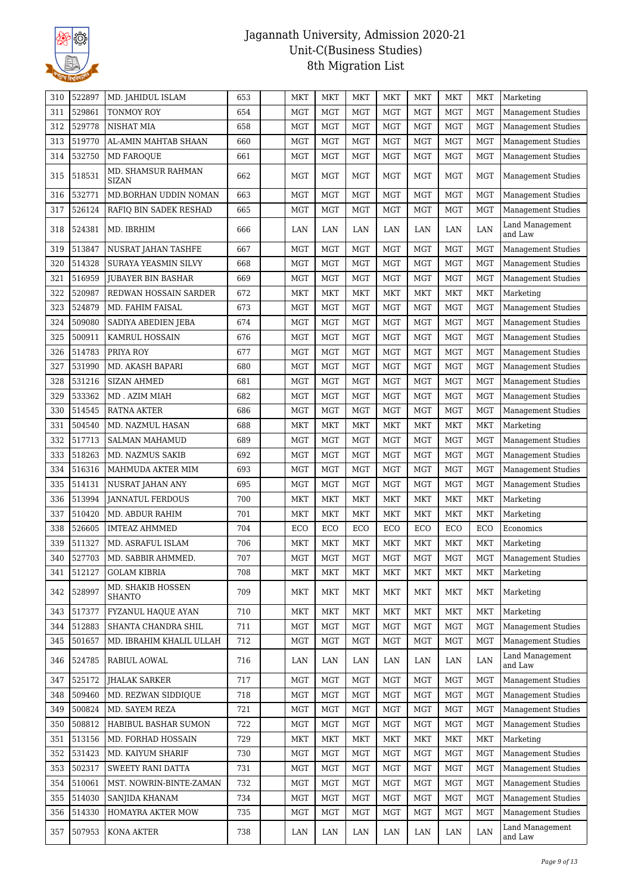# Jagannath University, Admission 2020-21
## Unit-C(Business Studies)
## 8th Migration List

| | | | | | | | | | | | | |
|---|---|---|---|---|---|---|---|---|---|---|---|---|
| 310 | 522897 | MD. JAHIDUL ISLAM | 653 | | MKT | MKT | MKT | MKT | MKT | MKT | MKT | Marketing |
| 311 | 529861 | TONMOY ROY | 654 | | MGT | MGT | MGT | MGT | MGT | MGT | MGT | Management Studies |
| 312 | 529778 | NISHAT MIA | 658 | | MGT | MGT | MGT | MGT | MGT | MGT | MGT | Management Studies |
| 313 | 519770 | AL-AMIN MAHTAB SHAAN | 660 | | MGT | MGT | MGT | MGT | MGT | MGT | MGT | Management Studies |
| 314 | 532750 | MD FAROQUE | 661 | | MGT | MGT | MGT | MGT | MGT | MGT | MGT | Management Studies |
| 315 | 518531 | MD. SHAMSUR RAHMAN SIZAN | 662 | | MGT | MGT | MGT | MGT | MGT | MGT | MGT | Management Studies |
| 316 | 532771 | MD.BORHAN UDDIN NOMAN | 663 | | MGT | MGT | MGT | MGT | MGT | MGT | MGT | Management Studies |
| 317 | 526124 | RAFIQ BIN SADEK RESHAD | 665 | | MGT | MGT | MGT | MGT | MGT | MGT | MGT | Management Studies |
| 318 | 524381 | MD. IBRHIM | 666 | | LAN | LAN | LAN | LAN | LAN | LAN | LAN | Land Management and Law |
| 319 | 513847 | NUSRAT JAHAN TASHFE | 667 | | MGT | MGT | MGT | MGT | MGT | MGT | MGT | Management Studies |
| 320 | 514328 | SURAYA YEASMIN SILVY | 668 | | MGT | MGT | MGT | MGT | MGT | MGT | MGT | Management Studies |
| 321 | 516959 | JUBAYER BIN BASHAR | 669 | | MGT | MGT | MGT | MGT | MGT | MGT | MGT | Management Studies |
| 322 | 520987 | REDWAN HOSSAIN SARDER | 672 | | MKT | MKT | MKT | MKT | MKT | MKT | MKT | Marketing |
| 323 | 524879 | MD. FAHIM FAISAL | 673 | | MGT | MGT | MGT | MGT | MGT | MGT | MGT | Management Studies |
| 324 | 509080 | SADIYA ABEDIEN JEBA | 674 | | MGT | MGT | MGT | MGT | MGT | MGT | MGT | Management Studies |
| 325 | 500911 | KAMRUL HOSSAIN | 676 | | MGT | MGT | MGT | MGT | MGT | MGT | MGT | Management Studies |
| 326 | 514783 | PRIYA ROY | 677 | | MGT | MGT | MGT | MGT | MGT | MGT | MGT | Management Studies |
| 327 | 531990 | MD. AKASH BAPARI | 680 | | MGT | MGT | MGT | MGT | MGT | MGT | MGT | Management Studies |
| 328 | 531216 | SIZAN AHMED | 681 | | MGT | MGT | MGT | MGT | MGT | MGT | MGT | Management Studies |
| 329 | 533362 | MD . AZIM MIAH | 682 | | MGT | MGT | MGT | MGT | MGT | MGT | MGT | Management Studies |
| 330 | 514545 | RATNA AKTER | 686 | | MGT | MGT | MGT | MGT | MGT | MGT | MGT | Management Studies |
| 331 | 504540 | MD. NAZMUL HASAN | 688 | | MKT | MKT | MKT | MKT | MKT | MKT | MKT | Marketing |
| 332 | 517713 | SALMAN MAHAMUD | 689 | | MGT | MGT | MGT | MGT | MGT | MGT | MGT | Management Studies |
| 333 | 518263 | MD. NAZMUS SAKIB | 692 | | MGT | MGT | MGT | MGT | MGT | MGT | MGT | Management Studies |
| 334 | 516316 | MAHMUDA AKTER MIM | 693 | | MGT | MGT | MGT | MGT | MGT | MGT | MGT | Management Studies |
| 335 | 514131 | NUSRAT JAHAN ANY | 695 | | MGT | MGT | MGT | MGT | MGT | MGT | MGT | Management Studies |
| 336 | 513994 | JANNATUL FERDOUS | 700 | | MKT | MKT | MKT | MKT | MKT | MKT | MKT | Marketing |
| 337 | 510420 | MD. ABDUR RAHIM | 701 | | MKT | MKT | MKT | MKT | MKT | MKT | MKT | Marketing |
| 338 | 526605 | IMTEAZ AHMMED | 704 | | ECO | ECO | ECO | ECO | ECO | ECO | ECO | Economics |
| 339 | 511327 | MD. ASRAFUL ISLAM | 706 | | MKT | MKT | MKT | MKT | MKT | MKT | MKT | Marketing |
| 340 | 527703 | MD. SABBIR AHMMED. | 707 | | MGT | MGT | MGT | MGT | MGT | MGT | MGT | Management Studies |
| 341 | 512127 | GOLAM KIBRIA | 708 | | MKT | MKT | MKT | MKT | MKT | MKT | MKT | Marketing |
| 342 | 528997 | MD. SHAKIB HOSSEN SHANTO | 709 | | MKT | MKT | MKT | MKT | MKT | MKT | MKT | Marketing |
| 343 | 517377 | FYZANUL HAQUE AYAN | 710 | | MKT | MKT | MKT | MKT | MKT | MKT | MKT | Marketing |
| 344 | 512883 | SHANTA CHANDRA SHIL | 711 | | MGT | MGT | MGT | MGT | MGT | MGT | MGT | Management Studies |
| 345 | 501657 | MD. IBRAHIM KHALIL ULLAH | 712 | | MGT | MGT | MGT | MGT | MGT | MGT | MGT | Management Studies |
| 346 | 524785 | RABIUL AOWAL | 716 | | LAN | LAN | LAN | LAN | LAN | LAN | LAN | Land Management and Law |
| 347 | 525172 | JHALAK SARKER | 717 | | MGT | MGT | MGT | MGT | MGT | MGT | MGT | Management Studies |
| 348 | 509460 | MD. REZWAN SIDDIQUE | 718 | | MGT | MGT | MGT | MGT | MGT | MGT | MGT | Management Studies |
| 349 | 500824 | MD. SAYEM REZA | 721 | | MGT | MGT | MGT | MGT | MGT | MGT | MGT | Management Studies |
| 350 | 508812 | HABIBUL BASHAR SUMON | 722 | | MGT | MGT | MGT | MGT | MGT | MGT | MGT | Management Studies |
| 351 | 513156 | MD. FORHAD HOSSAIN | 729 | | MKT | MKT | MKT | MKT | MKT | MKT | MKT | Marketing |
| 352 | 531423 | MD. KAIYUM SHARIF | 730 | | MGT | MGT | MGT | MGT | MGT | MGT | MGT | Management Studies |
| 353 | 502317 | SWEETY RANI DATTA | 731 | | MGT | MGT | MGT | MGT | MGT | MGT | MGT | Management Studies |
| 354 | 510061 | MST. NOWRIN-BINTE-ZAMAN | 732 | | MGT | MGT | MGT | MGT | MGT | MGT | MGT | Management Studies |
| 355 | 514030 | SANJIDA KHANAM | 734 | | MGT | MGT | MGT | MGT | MGT | MGT | MGT | Management Studies |
| 356 | 514330 | HOMAYRA AKTER MOW | 735 | | MGT | MGT | MGT | MGT | MGT | MGT | MGT | Management Studies |
| 357 | 507953 | KONA AKTER | 738 | | LAN | LAN | LAN | LAN | LAN | LAN | LAN | Land Management and Law |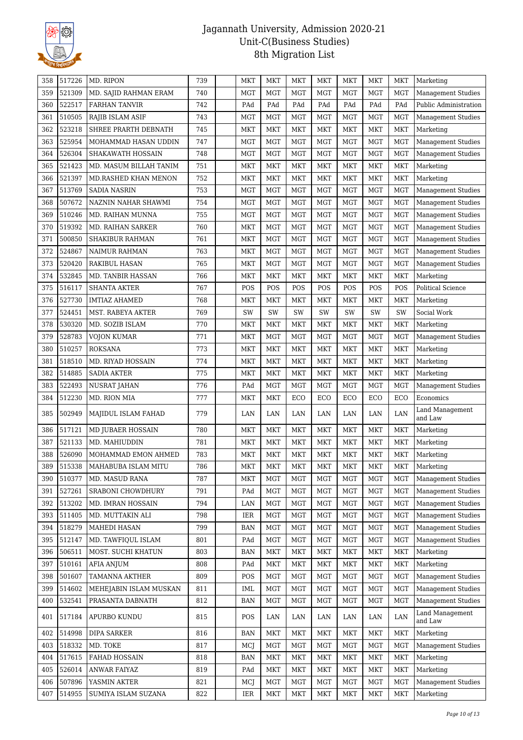# Jagannath University, Admission 2020-21
## Unit-C(Business Studies)
## 8th Migration List

| | | | | | | | | | | | | |
|---|---|---|---|---|---|---|---|---|---|---|---|---|
| 358 | 517226 | MD. RIPON | 739 | | MKT | MKT | MKT | MKT | MKT | MKT | MKT | Marketing |
| 359 | 521309 | MD. SAJID RAHMAN ERAM | 740 | | MGT | MGT | MGT | MGT | MGT | MGT | MGT | Management Studies |
| 360 | 522517 | FARHAN TANVIR | 742 | | PAd | PAd | PAd | PAd | PAd | PAd | PAd | Public Administration |
| 361 | 510505 | RAJIB ISLAM ASIF | 743 | | MGT | MGT | MGT | MGT | MGT | MGT | MGT | Management Studies |
| 362 | 523218 | SHREE PRARTH DEBNATH | 745 | | MKT | MKT | MKT | MKT | MKT | MKT | MKT | Marketing |
| 363 | 525954 | MOHAMMAD HASAN UDDIN | 747 | | MGT | MGT | MGT | MGT | MGT | MGT | MGT | Management Studies |
| 364 | 526304 | SHAKAWATH HOSSAIN | 748 | | MGT | MGT | MGT | MGT | MGT | MGT | MGT | Management Studies |
| 365 | 521423 | MD. MASUM BILLAH TANIM | 751 | | MKT | MKT | MKT | MKT | MKT | MKT | MKT | Marketing |
| 366 | 521397 | MD.RASHED KHAN MENON | 752 | | MKT | MKT | MKT | MKT | MKT | MKT | MKT | Marketing |
| 367 | 513769 | SADIA NASRIN | 753 | | MGT | MGT | MGT | MGT | MGT | MGT | MGT | Management Studies |
| 368 | 507672 | NAZNIN NAHAR SHAWMI | 754 | | MGT | MGT | MGT | MGT | MGT | MGT | MGT | Management Studies |
| 369 | 510246 | MD. RAIHAN MUNNA | 755 | | MGT | MGT | MGT | MGT | MGT | MGT | MGT | Management Studies |
| 370 | 519392 | MD. RAIHAN SARKER | 760 | | MKT | MGT | MGT | MGT | MGT | MGT | MGT | Management Studies |
| 371 | 500850 | SHAKIBUR RAHMAN | 761 | | MKT | MGT | MGT | MGT | MGT | MGT | MGT | Management Studies |
| 372 | 524867 | NAIMUR RAHMAN | 763 | | MKT | MGT | MGT | MGT | MGT | MGT | MGT | Management Studies |
| 373 | 520420 | RAKIBUL HASAN | 765 | | MKT | MGT | MGT | MGT | MGT | MGT | MGT | Management Studies |
| 374 | 532845 | MD. TANBIR HASSAN | 766 | | MKT | MKT | MKT | MKT | MKT | MKT | MKT | Marketing |
| 375 | 516117 | SHANTA AKTER | 767 | | POS | POS | POS | POS | POS | POS | POS | Political Science |
| 376 | 527730 | IMTIAZ AHAMED | 768 | | MKT | MKT | MKT | MKT | MKT | MKT | MKT | Marketing |
| 377 | 524451 | MST. RABEYA AKTER | 769 | | SW | SW | SW | SW | SW | SW | SW | Social Work |
| 378 | 530320 | MD. SOZIB ISLAM | 770 | | MKT | MKT | MKT | MKT | MKT | MKT | MKT | Marketing |
| 379 | 528783 | VOJON KUMAR | 771 | | MKT | MGT | MGT | MGT | MGT | MGT | MGT | Management Studies |
| 380 | 510257 | ROKSANA | 773 | | MKT | MKT | MKT | MKT | MKT | MKT | MKT | Marketing |
| 381 | 518510 | MD. RIYAD HOSSAIN | 774 | | MKT | MKT | MKT | MKT | MKT | MKT | MKT | Marketing |
| 382 | 514885 | SADIA AKTER | 775 | | MKT | MKT | MKT | MKT | MKT | MKT | MKT | Marketing |
| 383 | 522493 | NUSRAT JAHAN | 776 | | PAd | MGT | MGT | MGT | MGT | MGT | MGT | Management Studies |
| 384 | 512230 | MD. RION MIA | 777 | | MKT | MKT | ECO | ECO | ECO | ECO | ECO | Economics |
| 385 | 502949 | MAJIDUL ISLAM FAHAD | 779 | | LAN | LAN | LAN | LAN | LAN | LAN | LAN | Land Management and Law |
| 386 | 517121 | MD JUBAER HOSSAIN | 780 | | MKT | MKT | MKT | MKT | MKT | MKT | MKT | Marketing |
| 387 | 521133 | MD. MAHIUDDIN | 781 | | MKT | MKT | MKT | MKT | MKT | MKT | MKT | Marketing |
| 388 | 526090 | MOHAMMAD EMON AHMED | 783 | | MKT | MKT | MKT | MKT | MKT | MKT | MKT | Marketing |
| 389 | 515338 | MAHABUBA ISLAM MITU | 786 | | MKT | MKT | MKT | MKT | MKT | MKT | MKT | Marketing |
| 390 | 510377 | MD. MASUD RANA | 787 | | MKT | MGT | MGT | MGT | MGT | MGT | MGT | Management Studies |
| 391 | 527261 | SRABONI CHOWDHURY | 791 | | PAd | MGT | MGT | MGT | MGT | MGT | MGT | Management Studies |
| 392 | 513202 | MD. IMRAN HOSSAIN | 794 | | LAN | MGT | MGT | MGT | MGT | MGT | MGT | Management Studies |
| 393 | 511405 | MD. MUTTAKIN ALI | 798 | | IER | MGT | MGT | MGT | MGT | MGT | MGT | Management Studies |
| 394 | 518279 | MAHEDI HASAN | 799 | | BAN | MGT | MGT | MGT | MGT | MGT | MGT | Management Studies |
| 395 | 512147 | MD. TAWFIQUL ISLAM | 801 | | PAd | MGT | MGT | MGT | MGT | MGT | MGT | Management Studies |
| 396 | 506511 | MOST. SUCHI KHATUN | 803 | | BAN | MKT | MKT | MKT | MKT | MKT | MKT | Marketing |
| 397 | 510161 | AFIA ANJUM | 808 | | PAd | MKT | MKT | MKT | MKT | MKT | MKT | Marketing |
| 398 | 501607 | TAMANNA AKTHER | 809 | | POS | MGT | MGT | MGT | MGT | MGT | MGT | Management Studies |
| 399 | 514602 | MEHEJABIN ISLAM MUSKAN | 811 | | IML | MGT | MGT | MGT | MGT | MGT | MGT | Management Studies |
| 400 | 532541 | PRASANTA DABNATH | 812 | | BAN | MGT | MGT | MGT | MGT | MGT | MGT | Management Studies |
| 401 | 517184 | APURBO KUNDU | 815 | | POS | LAN | LAN | LAN | LAN | LAN | LAN | Land Management and Law |
| 402 | 514998 | DIPA SARKER | 816 | | BAN | MKT | MKT | MKT | MKT | MKT | MKT | Marketing |
| 403 | 518332 | MD. TOKE | 817 | | MCJ | MGT | MGT | MGT | MGT | MGT | MGT | Management Studies |
| 404 | 517615 | FAHAD HOSSAIN | 818 | | BAN | MKT | MKT | MKT | MKT | MKT | MKT | Marketing |
| 405 | 526014 | ANWAR FAIYAZ | 819 | | PAd | MKT | MKT | MKT | MKT | MKT | MKT | Marketing |
| 406 | 507896 | YASMIN AKTER | 821 | | MCJ | MGT | MGT | MGT | MGT | MGT | MGT | Management Studies |
| 407 | 514955 | SUMIYA ISLAM SUZANA | 822 | | IER | MKT | MKT | MKT | MKT | MKT | MKT | Marketing |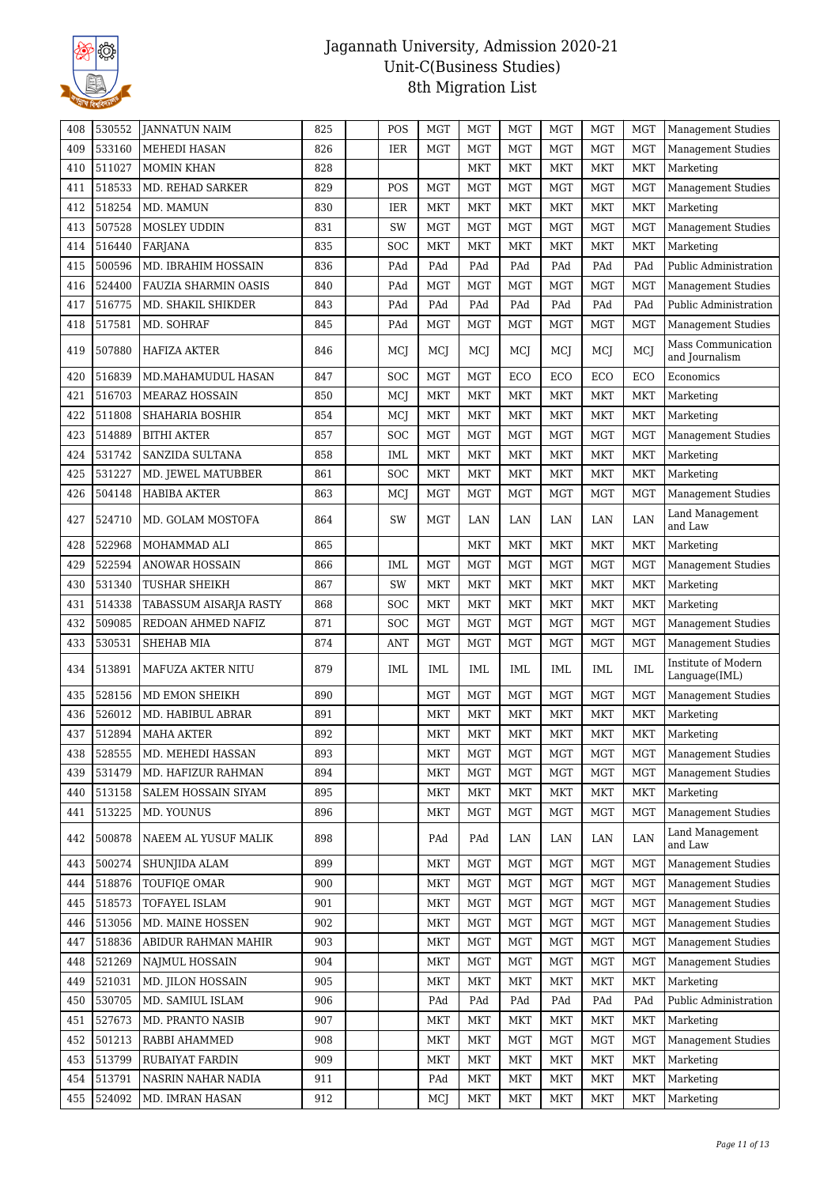# Jagannath University, Admission 2020-21
## Unit-C(Business Studies)
## 8th Migration List

| | | | | | | | | | | | | |
|---|---|---|---|---|---|---|---|---|---|---|---|---|
| 408 | 530552 | JANNATUN NAIM | 825 | | POS | MGT | MGT | MGT | MGT | MGT | MGT | Management Studies |
| 409 | 533160 | MEHEDI HASAN | 826 | | IER | MGT | MGT | MGT | MGT | MGT | MGT | Management Studies |
| 410 | 511027 | MOMIN KHAN | 828 | | | | MKT | MKT | MKT | MKT | MKT | Marketing |
| 411 | 518533 | MD. REHAD SARKER | 829 | | POS | MGT | MGT | MGT | MGT | MGT | MGT | Management Studies |
| 412 | 518254 | MD. MAMUN | 830 | | IER | MKT | MKT | MKT | MKT | MKT | MKT | Marketing |
| 413 | 507528 | MOSLEY UDDIN | 831 | | SW | MGT | MGT | MGT | MGT | MGT | MGT | Management Studies |
| 414 | 516440 | FARJANA | 835 | | SOC | MKT | MKT | MKT | MKT | MKT | MKT | Marketing |
| 415 | 500596 | MD. IBRAHIM HOSSAIN | 836 | | PAd | PAd | PAd | PAd | PAd | PAd | PAd | Public Administration |
| 416 | 524400 | FAUZIA SHARMIN OASIS | 840 | | PAd | MGT | MGT | MGT | MGT | MGT | MGT | Management Studies |
| 417 | 516775 | MD. SHAKIL SHIKDER | 843 | | PAd | PAd | PAd | PAd | PAd | PAd | PAd | Public Administration |
| 418 | 517581 | MD. SOHRAF | 845 | | PAd | MGT | MGT | MGT | MGT | MGT | MGT | Management Studies |
| 419 | 507880 | HAFIZA AKTER | 846 | | MCJ | MCJ | MCJ | MCJ | MCJ | MCJ | MCJ | Mass Communication and Journalism |
| 420 | 516839 | MD.MAHAMUDUL HASAN | 847 | | SOC | MGT | MGT | ECO | ECO | ECO | ECO | Economics |
| 421 | 516703 | MEARAZ HOSSAIN | 850 | | MCJ | MKT | MKT | MKT | MKT | MKT | MKT | Marketing |
| 422 | 511808 | SHAHARIA BOSHIR | 854 | | MCJ | MKT | MKT | MKT | MKT | MKT | MKT | Marketing |
| 423 | 514889 | BITHI AKTER | 857 | | SOC | MGT | MGT | MGT | MGT | MGT | MGT | Management Studies |
| 424 | 531742 | SANZIDA SULTANA | 858 | | IML | MKT | MKT | MKT | MKT | MKT | MKT | Marketing |
| 425 | 531227 | MD. JEWEL MATUBBER | 861 | | SOC | MKT | MKT | MKT | MKT | MKT | MKT | Marketing |
| 426 | 504148 | HABIBA AKTER | 863 | | MCJ | MGT | MGT | MGT | MGT | MGT | MGT | Management Studies |
| 427 | 524710 | MD. GOLAM MOSTOFA | 864 | | SW | MGT | LAN | LAN | LAN | LAN | LAN | Land Management and Law |
| 428 | 522968 | MOHAMMAD ALI | 865 | | | | MKT | MKT | MKT | MKT | MKT | Marketing |
| 429 | 522594 | ANOWAR HOSSAIN | 866 | | IML | MGT | MGT | MGT | MGT | MGT | MGT | Management Studies |
| 430 | 531340 | TUSHAR SHEIKH | 867 | | SW | MKT | MKT | MKT | MKT | MKT | MKT | Marketing |
| 431 | 514338 | TABASSUM AISARJA RASTY | 868 | | SOC | MKT | MKT | MKT | MKT | MKT | MKT | Marketing |
| 432 | 509085 | REDOAN AHMED NAFIZ | 871 | | SOC | MGT | MGT | MGT | MGT | MGT | MGT | Management Studies |
| 433 | 530531 | SHEHAB MIA | 874 | | ANT | MGT | MGT | MGT | MGT | MGT | MGT | Management Studies |
| 434 | 513891 | MAFUZA AKTER NITU | 879 | | IML | IML | IML | IML | IML | IML | IML | Institute of Modern Language(IML) |
| 435 | 528156 | MD EMON SHEIKH | 890 | | | MGT | MGT | MGT | MGT | MGT | MGT | Management Studies |
| 436 | 526012 | MD. HABIBUL ABRAR | 891 | | | MKT | MKT | MKT | MKT | MKT | MKT | Marketing |
| 437 | 512894 | MAHA AKTER | 892 | | | MKT | MKT | MKT | MKT | MKT | MKT | Marketing |
| 438 | 528555 | MD. MEHEDI HASSAN | 893 | | | MKT | MGT | MGT | MGT | MGT | MGT | Management Studies |
| 439 | 531479 | MD. HAFIZUR RAHMAN | 894 | | | MKT | MGT | MGT | MGT | MGT | MGT | Management Studies |
| 440 | 513158 | SALEM HOSSAIN SIYAM | 895 | | | MKT | MKT | MKT | MKT | MKT | MKT | Marketing |
| 441 | 513225 | MD. YOUNUS | 896 | | | MKT | MGT | MGT | MGT | MGT | MGT | Management Studies |
| 442 | 500878 | NAEEM AL YUSUF MALIK | 898 | | | PAd | PAd | LAN | LAN | LAN | LAN | Land Management and Law |
| 443 | 500274 | SHUNJIDA ALAM | 899 | | | MKT | MGT | MGT | MGT | MGT | MGT | Management Studies |
| 444 | 518876 | TOUFIQE OMAR | 900 | | | MKT | MGT | MGT | MGT | MGT | MGT | Management Studies |
| 445 | 518573 | TOFAYEL ISLAM | 901 | | | MKT | MGT | MGT | MGT | MGT | MGT | Management Studies |
| 446 | 513056 | MD. MAINE HOSSEN | 902 | | | MKT | MGT | MGT | MGT | MGT | MGT | Management Studies |
| 447 | 518836 | ABIDUR RAHMAN MAHIR | 903 | | | MKT | MGT | MGT | MGT | MGT | MGT | Management Studies |
| 448 | 521269 | NAJMUL HOSSAIN | 904 | | | MKT | MGT | MGT | MGT | MGT | MGT | Management Studies |
| 449 | 521031 | MD. JILON HOSSAIN | 905 | | | MKT | MKT | MKT | MKT | MKT | MKT | Marketing |
| 450 | 530705 | MD. SAMIUL ISLAM | 906 | | | PAd | PAd | PAd | PAd | PAd | PAd | Public Administration |
| 451 | 527673 | MD. PRANTO NASIB | 907 | | | MKT | MKT | MKT | MKT | MKT | MKT | Marketing |
| 452 | 501213 | RABBI AHAMMED | 908 | | | MKT | MKT | MGT | MGT | MGT | MGT | Management Studies |
| 453 | 513799 | RUBAIYAT FARDIN | 909 | | | MKT | MKT | MKT | MKT | MKT | MKT | Marketing |
| 454 | 513791 | NASRIN NAHAR NADIA | 911 | | | PAd | MKT | MKT | MKT | MKT | MKT | Marketing |
| 455 | 524092 | MD. IMRAN HASAN | 912 | | | MCJ | MKT | MKT | MKT | MKT | MKT | Marketing |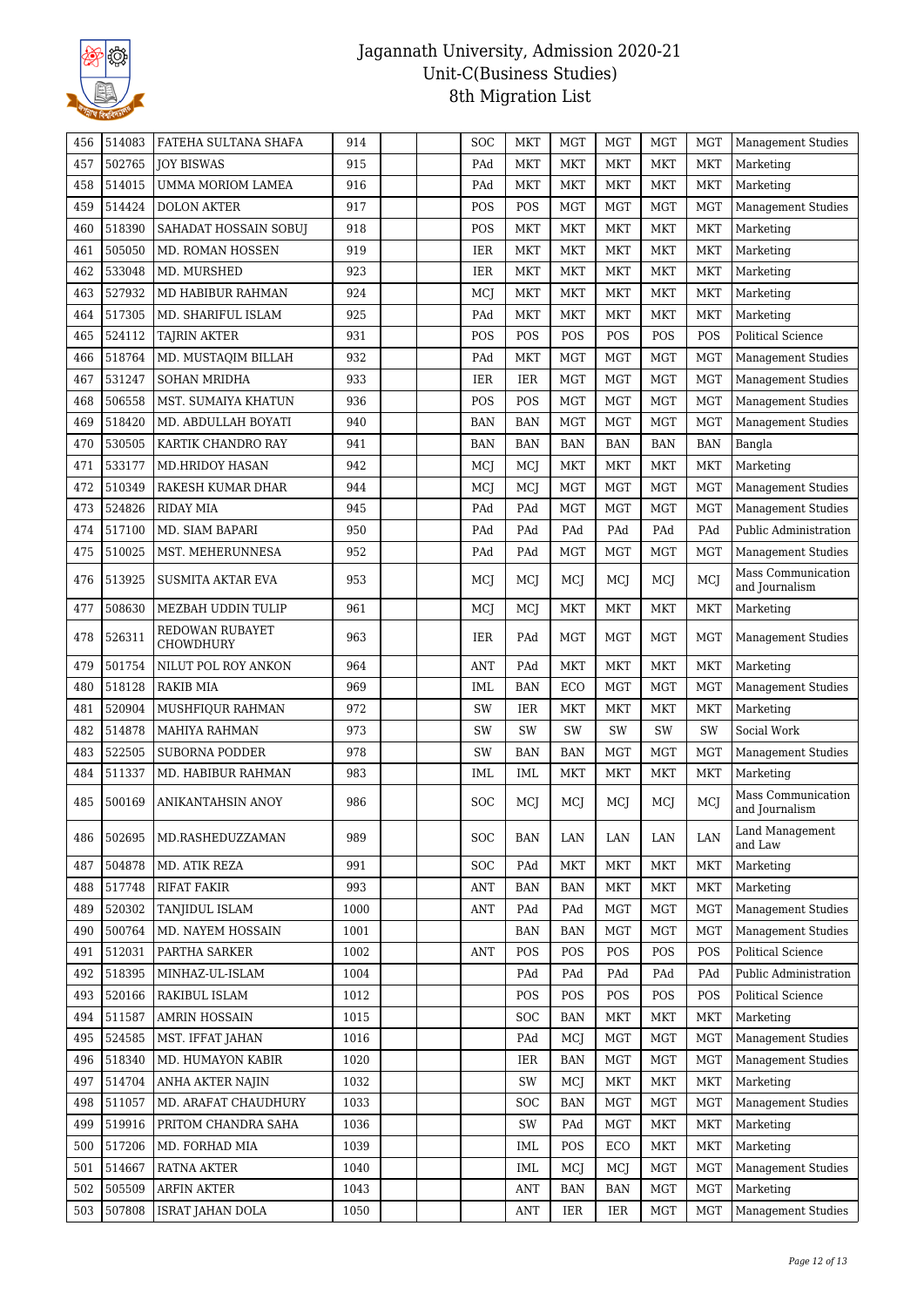| 456 | 514083 | FATEHA SULTANA SHAFA | 914 | | | SOC | MKT | MGT | MGT | MGT | MGT | Management Studies |
|---|---|---|---|---|---|---|---|---|---|---|---|---|
| 457 | 502765 | JOY BISWAS | 915 | | | PAd | MKT | MKT | MKT | MKT | MKT | Marketing |
| 458 | 514015 | UMMA MORIOM LAMEA | 916 | | | PAd | MKT | MKT | MKT | MKT | MKT | Marketing |
| 459 | 514424 | DOLON AKTER | 917 | | | POS | POS | MGT | MGT | MGT | MGT | Management Studies |
| 460 | 518390 | SAHADAT HOSSAIN SOBUJ | 918 | | | POS | MKT | MKT | MKT | MKT | MKT | Marketing |
| 461 | 505050 | MD. ROMAN HOSSEN | 919 | | | IER | MKT | MKT | MKT | MKT | MKT | Marketing |
| 462 | 533048 | MD. MURSHED | 923 | | | IER | MKT | MKT | MKT | MKT | MKT | Marketing |
| 463 | 527932 | MD HABIBUR RAHMAN | 924 | | | MCJ | MKT | MKT | MKT | MKT | MKT | Marketing |
| 464 | 517305 | MD. SHARIFUL ISLAM | 925 | | | PAd | MKT | MKT | MKT | MKT | MKT | Marketing |
| 465 | 524112 | TAJRIN AKTER | 931 | | | POS | POS | POS | POS | POS | POS | Political Science |
| 466 | 518764 | MD. MUSTAQIM BILLAH | 932 | | | PAd | MKT | MGT | MGT | MGT | MGT | Management Studies |
| 467 | 531247 | SOHAN MRIDHA | 933 | | | IER | IER | MGT | MGT | MGT | MGT | Management Studies |
| 468 | 506558 | MST. SUMAIYA KHATUN | 936 | | | POS | POS | MGT | MGT | MGT | MGT | Management Studies |
| 469 | 518420 | MD. ABDULLAH BOYATI | 940 | | | BAN | BAN | MGT | MGT | MGT | MGT | Management Studies |
| 470 | 530505 | KARTIK CHANDRO RAY | 941 | | | BAN | BAN | BAN | BAN | BAN | BAN | Bangla |
| 471 | 533177 | MD.HRIDOY HASAN | 942 | | | MCJ | MCJ | MKT | MKT | MKT | MKT | Marketing |
| 472 | 510349 | RAKESH KUMAR DHAR | 944 | | | MCJ | MCJ | MGT | MGT | MGT | MGT | Management Studies |
| 473 | 524826 | RIDAY MIA | 945 | | | PAd | PAd | MGT | MGT | MGT | MGT | Management Studies |
| 474 | 517100 | MD. SIAM BAPARI | 950 | | | PAd | PAd | PAd | PAd | PAd | PAd | Public Administration |
| 475 | 510025 | MST. MEHERUNNESA | 952 | | | PAd | PAd | MGT | MGT | MGT | MGT | Management Studies |
| 476 | 513925 | SUSMITA AKTAR EVA | 953 | | | MCJ | MCJ | MCJ | MCJ | MCJ | MCJ | Mass Communication and Journalism |
| 477 | 508630 | MEZBAH UDDIN TULIP | 961 | | | MCJ | MCJ | MKT | MKT | MKT | MKT | Marketing |
| 478 | 526311 | REDOWAN RUBAYET CHOWDHURY | 963 | | | IER | PAd | MGT | MGT | MGT | MGT | Management Studies |
| 479 | 501754 | NILUT POL ROY ANKON | 964 | | | ANT | PAd | MKT | MKT | MKT | MKT | Marketing |
| 480 | 518128 | RAKIB MIA | 969 | | | IML | BAN | ECO | MGT | MGT | MGT | Management Studies |
| 481 | 520904 | MUSHFIQUR RAHMAN | 972 | | | SW | IER | MKT | MKT | MKT | MKT | Marketing |
| 482 | 514878 | MAHIYA RAHMAN | 973 | | | SW | SW | SW | SW | SW | SW | Social Work |
| 483 | 522505 | SUBORNA PODDER | 978 | | | SW | BAN | BAN | MGT | MGT | MGT | Management Studies |
| 484 | 511337 | MD. HABIBUR RAHMAN | 983 | | | IML | IML | MKT | MKT | MKT | MKT | Marketing |
| 485 | 500169 | ANIKANTAHSIN ANOY | 986 | | | SOC | MCJ | MCJ | MCJ | MCJ | MCJ | Mass Communication and Journalism |
| 486 | 502695 | MD.RASHEDUZZAMAN | 989 | | | SOC | BAN | LAN | LAN | LAN | LAN | Land Management and Law |
| 487 | 504878 | MD. ATIK REZA | 991 | | | SOC | PAd | MKT | MKT | MKT | MKT | Marketing |
| 488 | 517748 | RIFAT FAKIR | 993 | | | ANT | BAN | BAN | MKT | MKT | MKT | Marketing |
| 489 | 520302 | TANJIDUL ISLAM | 1000 | | | ANT | PAd | PAd | MGT | MGT | MGT | Management Studies |
| 490 | 500764 | MD. NAYEM HOSSAIN | 1001 | | | | BAN | BAN | MGT | MGT | MGT | Management Studies |
| 491 | 512031 | PARTHA SARKER | 1002 | | | ANT | POS | POS | POS | POS | POS | Political Science |
| 492 | 518395 | MINHAZ-UL-ISLAM | 1004 | | | | PAd | PAd | PAd | PAd | PAd | Public Administration |
| 493 | 520166 | RAKIBUL ISLAM | 1012 | | | | POS | POS | POS | POS | POS | Political Science |
| 494 | 511587 | AMRIN HOSSAIN | 1015 | | | | SOC | BAN | MKT | MKT | MKT | Marketing |
| 495 | 524585 | MST. IFFAT JAHAN | 1016 | | | | PAd | MCJ | MGT | MGT | MGT | Management Studies |
| 496 | 518340 | MD. HUMAYON KABIR | 1020 | | | | IER | BAN | MGT | MGT | MGT | Management Studies |
| 497 | 514704 | ANHA AKTER NAJIN | 1032 | | | | SW | MCJ | MKT | MKT | MKT | Marketing |
| 498 | 511057 | MD. ARAFAT CHAUDHURY | 1033 | | | | SOC | BAN | MGT | MGT | MGT | Management Studies |
| 499 | 519916 | PRITOM CHANDRA SAHA | 1036 | | | | SW | PAd | MGT | MKT | MKT | Marketing |
| 500 | 517206 | MD. FORHAD MIA | 1039 | | | | IML | POS | ECO | MKT | MKT | Marketing |
| 501 | 514667 | RATNA AKTER | 1040 | | | | IML | MCJ | MCJ | MGT | MGT | Management Studies |
| 502 | 505509 | ARFIN AKTER | 1043 | | | | ANT | BAN | BAN | MGT | MGT | Marketing |
| 503 | 507808 | ISRAT JAHAN DOLA | 1050 | | | | ANT | IER | IER | MGT | MGT | Management Studies |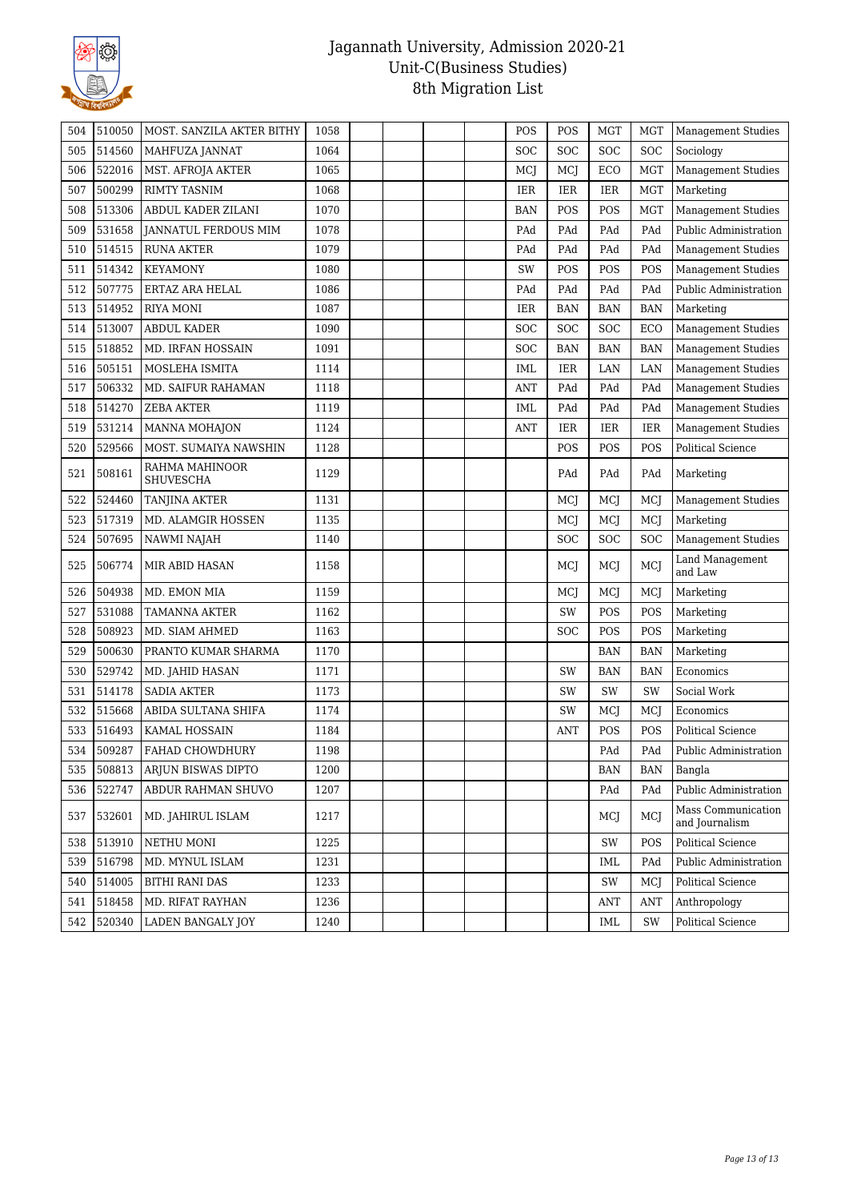| | | | | | | | | | | | | |
|---|---|---|---|---|---|---|---|---|---|---|---|---|
| 504 | 510050 | MOST. SANZILA AKTER BITHY | 1058 | | | | | POS | POS | MGT | MGT | Management Studies |
| 505 | 514560 | MAHFUZA JANNAT | 1064 | | | | | SOC | SOC | SOC | SOC | Sociology |
| 506 | 522016 | MST. AFROJA AKTER | 1065 | | | | | MCJ | MCJ | ECO | MGT | Management Studies |
| 507 | 500299 | RIMTY TASNIM | 1068 | | | | | IER | IER | IER | MGT | Marketing |
| 508 | 513306 | ABDUL KADER ZILANI | 1070 | | | | | BAN | POS | POS | MGT | Management Studies |
| 509 | 531658 | JANNATUL FERDOUS MIM | 1078 | | | | | PAd | PAd | PAd | PAd | Public Administration |
| 510 | 514515 | RUNA AKTER | 1079 | | | | | PAd | PAd | PAd | PAd | Management Studies |
| 511 | 514342 | KEYAMONY | 1080 | | | | | SW | POS | POS | POS | Management Studies |
| 512 | 507775 | ERTAZ ARA HELAL | 1086 | | | | | PAd | PAd | PAd | PAd | Public Administration |
| 513 | 514952 | RIYA MONI | 1087 | | | | | IER | BAN | BAN | BAN | Marketing |
| 514 | 513007 | ABDUL KADER | 1090 | | | | | SOC | SOC | SOC | ECO | Management Studies |
| 515 | 518852 | MD. IRFAN HOSSAIN | 1091 | | | | | SOC | BAN | BAN | BAN | Management Studies |
| 516 | 505151 | MOSLEHA ISMITA | 1114 | | | | | IML | IER | LAN | LAN | Management Studies |
| 517 | 506332 | MD. SAIFUR RAHAMAN | 1118 | | | | | ANT | PAd | PAd | PAd | Management Studies |
| 518 | 514270 | ZEBA AKTER | 1119 | | | | | IML | PAd | PAd | PAd | Management Studies |
| 519 | 531214 | MANNA MOHAJON | 1124 | | | | | ANT | IER | IER | IER | Management Studies |
| 520 | 529566 | MOST. SUMAIYA NAWSHIN | 1128 | | | | | | POS | POS | POS | Political Science |
| 521 | 508161 | RAHMA MAHINOOR SHUVESCHA | 1129 | | | | | | PAd | PAd | PAd | Marketing |
| 522 | 524460 | TANJINA AKTER | 1131 | | | | | | MCJ | MCJ | MCJ | Management Studies |
| 523 | 517319 | MD. ALAMGIR HOSSEN | 1135 | | | | | | MCJ | MCJ | MCJ | Marketing |
| 524 | 507695 | NAWMI NAJAH | 1140 | | | | | | SOC | SOC | SOC | Management Studies |
| 525 | 506774 | MIR ABID HASAN | 1158 | | | | | | MCJ | MCJ | MCJ | Land Management and Law |
| 526 | 504938 | MD. EMON MIA | 1159 | | | | | | MCJ | MCJ | MCJ | Marketing |
| 527 | 531088 | TAMANNA AKTER | 1162 | | | | | | SW | POS | POS | Marketing |
| 528 | 508923 | MD. SIAM AHMED | 1163 | | | | | | SOC | POS | POS | Marketing |
| 529 | 500630 | PRANTO KUMAR SHARMA | 1170 | | | | | | | BAN | BAN | Marketing |
| 530 | 529742 | MD. JAHID HASAN | 1171 | | | | | | SW | BAN | BAN | Economics |
| 531 | 514178 | SADIA AKTER | 1173 | | | | | | SW | SW | SW | Social Work |
| 532 | 515668 | ABIDA SULTANA SHIFA | 1174 | | | | | | SW | MCJ | MCJ | Economics |
| 533 | 516493 | KAMAL HOSSAIN | 1184 | | | | | | ANT | POS | POS | Political Science |
| 534 | 509287 | FAHAD CHOWDHURY | 1198 | | | | | | | PAd | PAd | Public Administration |
| 535 | 508813 | ARJUN BISWAS DIPTO | 1200 | | | | | | | BAN | BAN | Bangla |
| 536 | 522747 | ABDUR RAHMAN SHUVO | 1207 | | | | | | | PAd | PAd | Public Administration |
| 537 | 532601 | MD. JAHIRUL ISLAM | 1217 | | | | | | | MCJ | MCJ | Mass Communication and Journalism |
| 538 | 513910 | NETHU MONI | 1225 | | | | | | | SW | POS | Political Science |
| 539 | 516798 | MD. MYNUL ISLAM | 1231 | | | | | | | IML | PAd | Public Administration |
| 540 | 514005 | BITHI RANI DAS | 1233 | | | | | | | SW | MCJ | Political Science |
| 541 | 518458 | MD. RIFAT RAYHAN | 1236 | | | | | | | ANT | ANT | Anthropology |
| 542 | 520340 | LADEN BANGALY JOY | 1240 | | | | | | | IML | SW | Political Science |